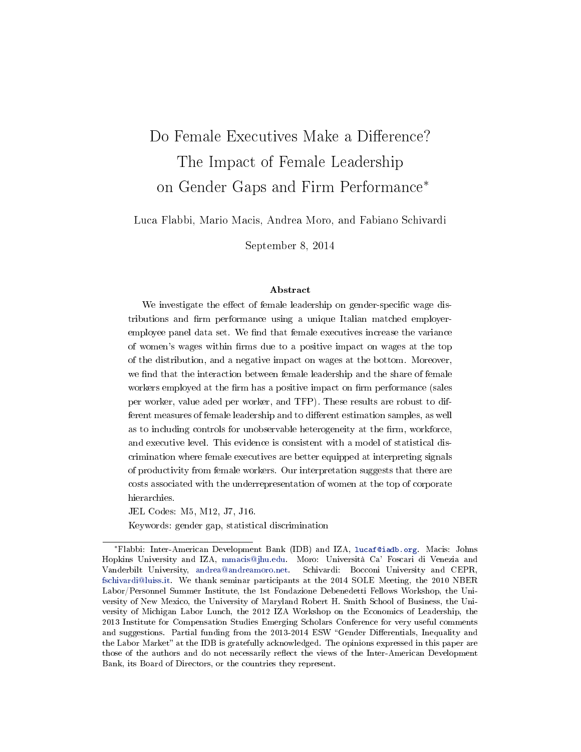# Do Female Executives Make a Difference? The Impact of Female Leadership on Gender Gaps and Firm Performance*

Luca Flabbi, Mario Macis, Andrea Moro, and Fabiano Schivardi

September 8, 2014

### Abstract

We investigate the effect of female leadership on gender-specific wage distributions and firm performance using a unique Italian matched employer-employee panel data set. We find that female executives increase the variance of women's wages within firms due to a positive impact on wages at the top of the distribution, and a negative impact on wages at the bottom. Moreover, we find that the interaction between female leadership and the share of female workers employed at the firm has a positive impact on firm performance (sales per worker, value aded per worker, and TFP). These results are robust to different measures of female leadership and to different estimation samples, as well as to including controls for unobservable heterogeneity at the firm, workforce, and executive level. This evidence is consistent with a model of statistical discrimination where female executives are better equipped at interpreting signals of productivity from female workers. Our interpretation suggests that there are costs associated with the underrepresentation of women at the top of corporate hierarchies.

JEL Codes: M5, M12, J7, J16.

Keywords: gender gap, statistical discrimination

---

*Flabbi: Inter-American Development Bank (IDB) and IZA, lucaf@iadb.org. Macis: Johns Hopkins University and IZA, mmacis@jhu.edu. Moro: Università Ca' Foscari di Venezia and Vanderbilt University, andrea@andreamoro.net. Schivardi: Bocconi University and CEPR, fschivardi@luiss.it. We thank seminar participants at the 2014 SOLE Meeting, the 2010 NBER Labor/Personnel Summer Institute, the 1st Fondazione Debenedetti Fellows Workshop, the University of New Mexico, the University of Maryland Robert H. Smith School of Business, the University of Michigan Labor Lunch, the 2012 IZA Workshop on the Economics of Leadership, the 2013 Institute for Compensation Studies Emerging Scholars Conference for very useful comments and suggestions. Partial funding from the 2013-2014 ESW "Gender Differentials, Inequality and the Labor Market" at the IDB is gratefully acknowledged. The opinions expressed in this paper are those of the authors and do not necessarily reflect the views of the Inter-American Development Bank, its Board of Directors, or the countries they represent.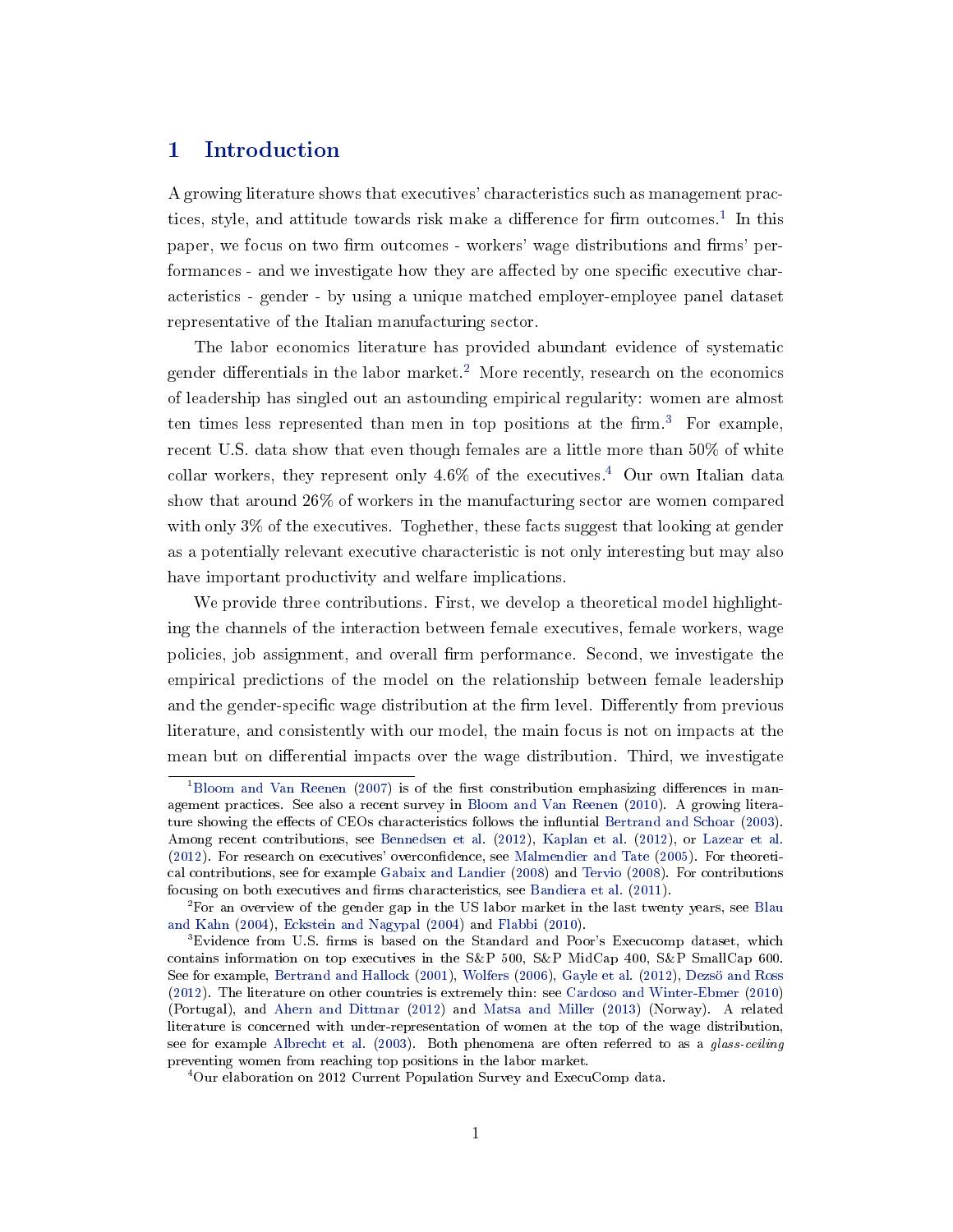# 1 Introduction

A growing literature shows that executives' characteristics such as management practices, style, and attitude towards risk make a difference for firm outcomes.[1] In this paper, we focus on two firm outcomes - workers' wage distributions and firms' performances - and we investigate how they are affected by one specific executive characteristics - gender - by using a unique matched employer-employee panel dataset representative of the Italian manufacturing sector.

The labor economics literature has provided abundant evidence of systematic gender differentials in the labor market.[2] More recently, research on the economics of leadership has singled out an astounding empirical regularity: women are almost ten times less represented than men in top positions at the firm.[3] For example, recent U.S. data show that even though females are a little more than 50% of white collar workers, they represent only 4.6% of the executives.[4] Our own Italian data show that around 26% of workers in the manufacturing sector are women compared with only 3% of the executives. Toghether, these facts suggest that looking at gender as a potentially relevant executive characteristic is not only interesting but may also have important productivity and welfare implications.

We provide three contributions. First, we develop a theoretical model highlighting the channels of the interaction between female executives, female workers, wage policies, job assignment, and overall firm performance. Second, we investigate the empirical predictions of the model on the relationship between female leadership and the gender-specific wage distribution at the firm level. Differently from previous literature, and consistently with our model, the main focus is not on impacts at the mean but on differential impacts over the wage distribution. Third, we investigate

[1] Bloom and Van Reenen (2007) is of the first constribution emphasizing differences in management practices. See also a recent survey in Bloom and Van Reenen (2010). A growing literature showing the effects of CEOs characteristics follows the influntial Bertrand and Schoar (2003). Among recent contributions, see Bennedsen et al. (2012), Kaplan et al. (2012), or Lazear et al. (2012). For research on executives' overconfidence, see Malmendier and Tate (2005). For theoretical contributions, see for example Gabaix and Landier (2008) and Tervio (2008). For contributions focusing on both executives and firms characteristics, see Bandiera et al. (2011).

[2] For an overview of the gender gap in the US labor market in the last twenty years, see Blau and Kahn (2004), Eckstein and Nagypal (2004) and Flabbi (2010).

[3] Evidence from U.S. firms is based on the Standard and Poor's Execucomp dataset, which contains information on top executives in the S&P 500, S&P MidCap 400, S&P SmallCap 600. See for example, Bertrand and Hallock (2001), Wolfers (2006), Gayle et al. (2012), Dezsö and Ross (2012). The literature on other countries is extremely thin: see Cardoso and Winter-Ebmer (2010) (Portugal), and Ahern and Dittmar (2012) and Matsa and Miller (2013) (Norway). A related literature is concerned with under-representation of women at the top of the wage distribution, see for example Albrecht et al. (2003). Both phenomena are often referred to as a *glass-ceiling* preventing women from reaching top positions in the labor market.

[4] Our elaboration on 2012 Current Population Survey and ExecuComp data.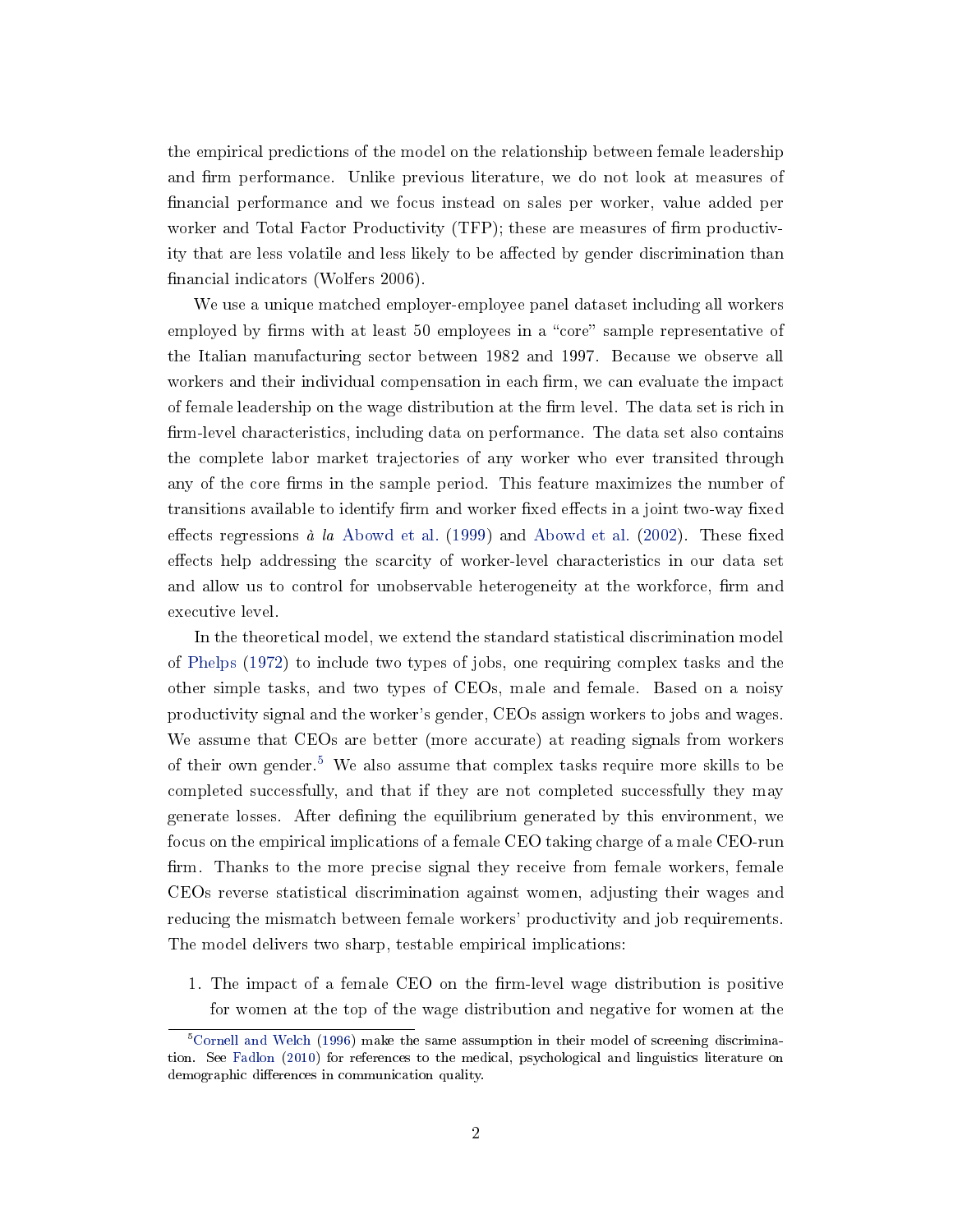the empirical predictions of the model on the relationship between female leadership and firm performance. Unlike previous literature, we do not look at measures of financial performance and we focus instead on sales per worker, value added per worker and Total Factor Productivity (TFP); these are measures of firm productivity that are less volatile and less likely to be affected by gender discrimination than financial indicators (Wolfers 2006).

We use a unique matched employer-employee panel dataset including all workers employed by firms with at least 50 employees in a "core" sample representative of the Italian manufacturing sector between 1982 and 1997. Because we observe all workers and their individual compensation in each firm, we can evaluate the impact of female leadership on the wage distribution at the firm level. The data set is rich in firm-level characteristics, including data on performance. The data set also contains the complete labor market trajectories of any worker who ever transited through any of the core firms in the sample period. This feature maximizes the number of transitions available to identify firm and worker fixed effects in a joint two-way fixed effects regressions *à la* Abowd et al. (1999) and Abowd et al. (2002). These fixed effects help addressing the scarcity of worker-level characteristics in our data set and allow us to control for unobservable heterogeneity at the workforce, firm and executive level.

In the theoretical model, we extend the standard statistical discrimination model of Phelps (1972) to include two types of jobs, one requiring complex tasks and the other simple tasks, and two types of CEOs, male and female. Based on a noisy productivity signal and the worker's gender, CEOs assign workers to jobs and wages. We assume that CEOs are better (more accurate) at reading signals from workers of their own gender.[5] We also assume that complex tasks require more skills to be completed successfully, and that if they are not completed successfully they may generate losses. After defining the equilibrium generated by this environment, we focus on the empirical implications of a female CEO taking charge of a male CEO-run firm. Thanks to the more precise signal they receive from female workers, female CEOs reverse statistical discrimination against women, adjusting their wages and reducing the mismatch between female workers' productivity and job requirements. The model delivers two sharp, testable empirical implications:

1. The impact of a female CEO on the firm-level wage distribution is positive for women at the top of the wage distribution and negative for women at the

[5] Cornell and Welch (1996) make the same assumption in their model of screening discrimination. See Fadlon (2010) for references to the medical, psychological and linguistics literature on demographic differences in communication quality.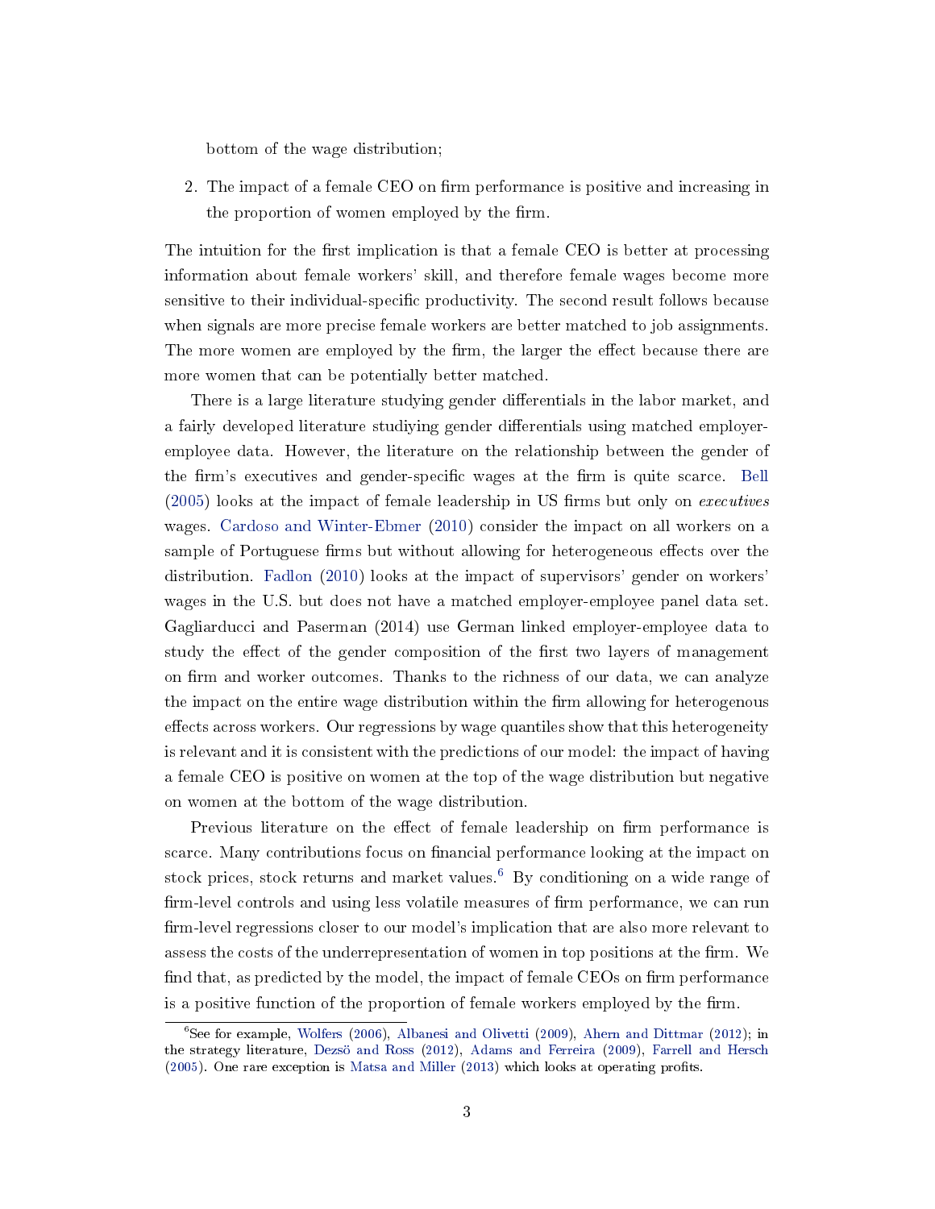bottom of the wage distribution;

2. The impact of a female CEO on firm performance is positive and increasing in the proportion of women employed by the firm.

The intuition for the first implication is that a female CEO is better at processing information about female workers' skill, and therefore female wages become more sensitive to their individual-specific productivity. The second result follows because when signals are more precise female workers are better matched to job assignments. The more women are employed by the firm, the larger the effect because there are more women that can be potentially better matched.

There is a large literature studying gender differentials in the labor market, and a fairly developed literature studiying gender differentials using matched employer-employee data. However, the literature on the relationship between the gender of the firm's executives and gender-specific wages at the firm is quite scarce. Bell (2005) looks at the impact of female leadership in US firms but only on *executives* wages. Cardoso and Winter-Ebmer (2010) consider the impact on all workers on a sample of Portuguese firms but without allowing for heterogeneous effects over the distribution. Fadlon (2010) looks at the impact of supervisors' gender on workers' wages in the U.S. but does not have a matched employer-employee panel data set. Gagliarducci and Paserman (2014) use German linked employer-employee data to study the effect of the gender composition of the first two layers of management on firm and worker outcomes. Thanks to the richness of our data, we can analyze the impact on the entire wage distribution within the firm allowing for heterogenous effects across workers. Our regressions by wage quantiles show that this heterogeneity is relevant and it is consistent with the predictions of our model: the impact of having a female CEO is positive on women at the top of the wage distribution but negative on women at the bottom of the wage distribution.

Previous literature on the effect of female leadership on firm performance is scarce. Many contributions focus on financial performance looking at the impact on stock prices, stock returns and market values.[6] By conditioning on a wide range of firm-level controls and using less volatile measures of firm performance, we can run firm-level regressions closer to our model's implication that are also more relevant to assess the costs of the underrepresentation of women in top positions at the firm. We find that, as predicted by the model, the impact of female CEOs on firm performance is a positive function of the proportion of female workers employed by the firm.

[6] See for example, Wolfers (2006), Albanesi and Olivetti (2009), Ahern and Dittmar (2012); in the strategy literature, Dezsö and Ross (2012), Adams and Ferreira (2009), Farrell and Hersch (2005). One rare exception is Matsa and Miller (2013) which looks at operating profits.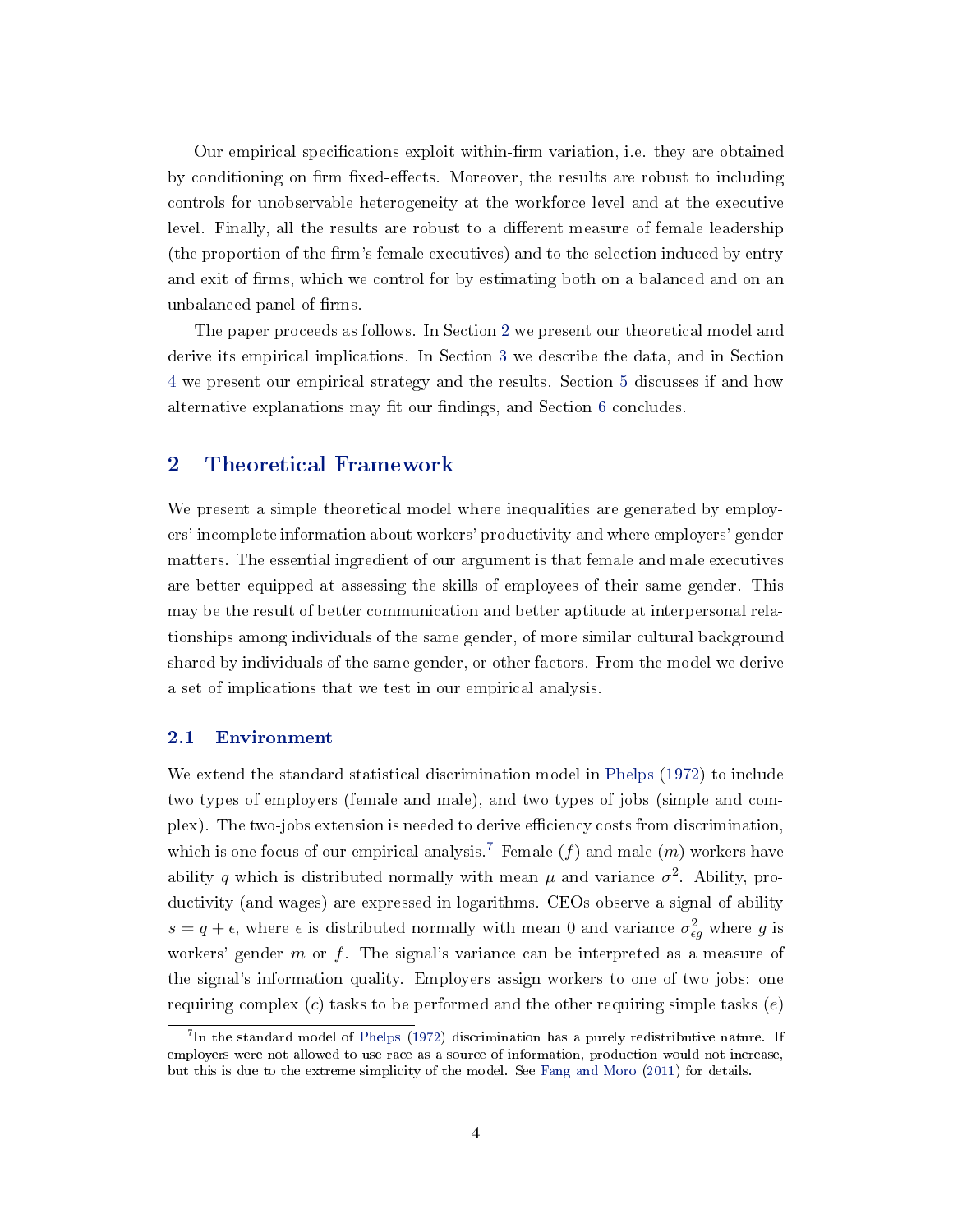Our empirical specifications exploit within-firm variation, i.e. they are obtained by conditioning on firm fixed-effects. Moreover, the results are robust to including controls for unobservable heterogeneity at the workforce level and at the executive level. Finally, all the results are robust to a different measure of female leadership (the proportion of the firm's female executives) and to the selection induced by entry and exit of firms, which we control for by estimating both on a balanced and on an unbalanced panel of firms.

The paper proceeds as follows. In Section 2 we present our theoretical model and derive its empirical implications. In Section 3 we describe the data, and in Section 4 we present our empirical strategy and the results. Section 5 discusses if and how alternative explanations may fit our findings, and Section 6 concludes.

## 2 Theoretical Framework

We present a simple theoretical model where inequalities are generated by employers' incomplete information about workers' productivity and where employers' gender matters. The essential ingredient of our argument is that female and male executives are better equipped at assessing the skills of employees of their same gender. This may be the result of better communication and better aptitude at interpersonal relationships among individuals of the same gender, of more similar cultural background shared by individuals of the same gender, or other factors. From the model we derive a set of implications that we test in our empirical analysis.

### 2.1 Environment

We extend the standard statistical discrimination model in Phelps (1972) to include two types of employers (female and male), and two types of jobs (simple and complex). The two-jobs extension is needed to derive efficiency costs from discrimination, which is one focus of our empirical analysis.[7] Female ($f$) and male ($m$) workers have ability $q$ which is distributed normally with mean $\mu$ and variance $\sigma^2$. Ability, productivity (and wages) are expressed in logarithms. CEOs observe a signal of ability $s = q + \epsilon$, where $\epsilon$ is distributed normally with mean 0 and variance $\sigma^2_{\epsilon g}$ where $g$ is workers' gender $m$ or $f$. The signal's variance can be interpreted as a measure of the signal's information quality. Employers assign workers to one of two jobs: one requiring complex ($c$) tasks to be performed and the other requiring simple tasks ($e$)

[7] In the standard model of Phelps (1972) discrimination has a purely redistributive nature. If employers were not allowed to use race as a source of information, production would not increase, but this is due to the extreme simplicity of the model. See Fang and Moro (2011) for details.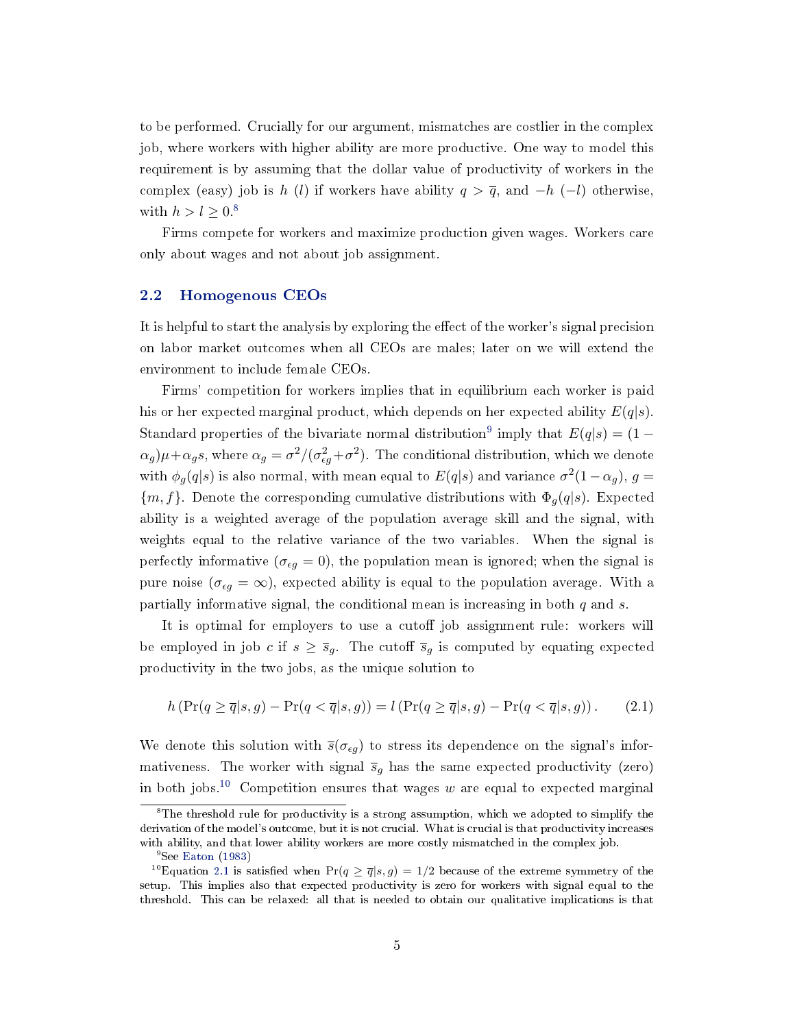to be performed. Crucially for our argument, mismatches are costlier in the complex job, where workers with higher ability are more productive. One way to model this requirement is by assuming that the dollar value of productivity of workers in the complex (easy) job is $h$ ($l$) if workers have ability $q > \overline{q}$, and $-h$ ($-l$) otherwise, with $h > l \geq 0$.[8]

Firms compete for workers and maximize production given wages. Workers care only about wages and not about job assignment.

## 2.2 Homogenous CEOs

It is helpful to start the analysis by exploring the effect of the worker's signal precision on labor market outcomes when all CEOs are males; later on we will extend the environment to include female CEOs.

Firms' competition for workers implies that in equilibrium each worker is paid his or her expected marginal product, which depends on her expected ability $E(q|s)$. Standard properties of the bivariate normal distribution[9] imply that $E(q|s) = (1-\alpha_g)\mu + \alpha_g s$, where $\alpha_g = \sigma^2/(\sigma^2_{\epsilon g} + \sigma^2)$. The conditional distribution, which we denote with $\phi_g(q|s)$ is also normal, with mean equal to $E(q|s)$ and variance $\sigma^2(1-\alpha_g)$, $g = \{m, f\}$. Denote the corresponding cumulative distributions with $\Phi_g(q|s)$. Expected ability is a weighted average of the population average skill and the signal, with weights equal to the relative variance of the two variables. When the signal is perfectly informative ($\sigma_{\epsilon g} = 0$), the population mean is ignored; when the signal is pure noise ($\sigma_{\epsilon g} = \infty$), expected ability is equal to the population average. With a partially informative signal, the conditional mean is increasing in both $q$ and $s$.

It is optimal for employers to use a cutoff job assignment rule: workers will be employed in job $c$ if $s \geq \overline{s}_g$. The cutoff $\overline{s}_g$ is computed by equating expected productivity in the two jobs, as the unique solution to

$$h\left(\Pr(q \geq \overline{q}|s, g) - \Pr(q < \overline{q}|s, g)\right) = l\left(\Pr(q \geq \overline{q}|s, g) - \Pr(q < \overline{q}|s, g)\right). \tag{2.1}$$

We denote this solution with $\overline{s}(\sigma_{\epsilon g})$ to stress its dependence on the signal's informativeness. The worker with signal $\overline{s}_g$ has the same expected productivity (zero) in both jobs.[10] Competition ensures that wages $w$ are equal to expected marginal

[8] The threshold rule for productivity is a strong assumption, which we adopted to simplify the derivation of the model's outcome, but it is not crucial. What is crucial is that productivity increases with ability, and that lower ability workers are more costly mismatched in the complex job.

[9] See Eaton (1983)

[10] Equation 2.1 is satisfied when $\Pr(q \geq \overline{q}|s, g) = 1/2$ because of the extreme symmetry of the setup. This implies also that expected productivity is zero for workers with signal equal to the threshold. This can be relaxed: all that is needed to obtain our qualitative implications is that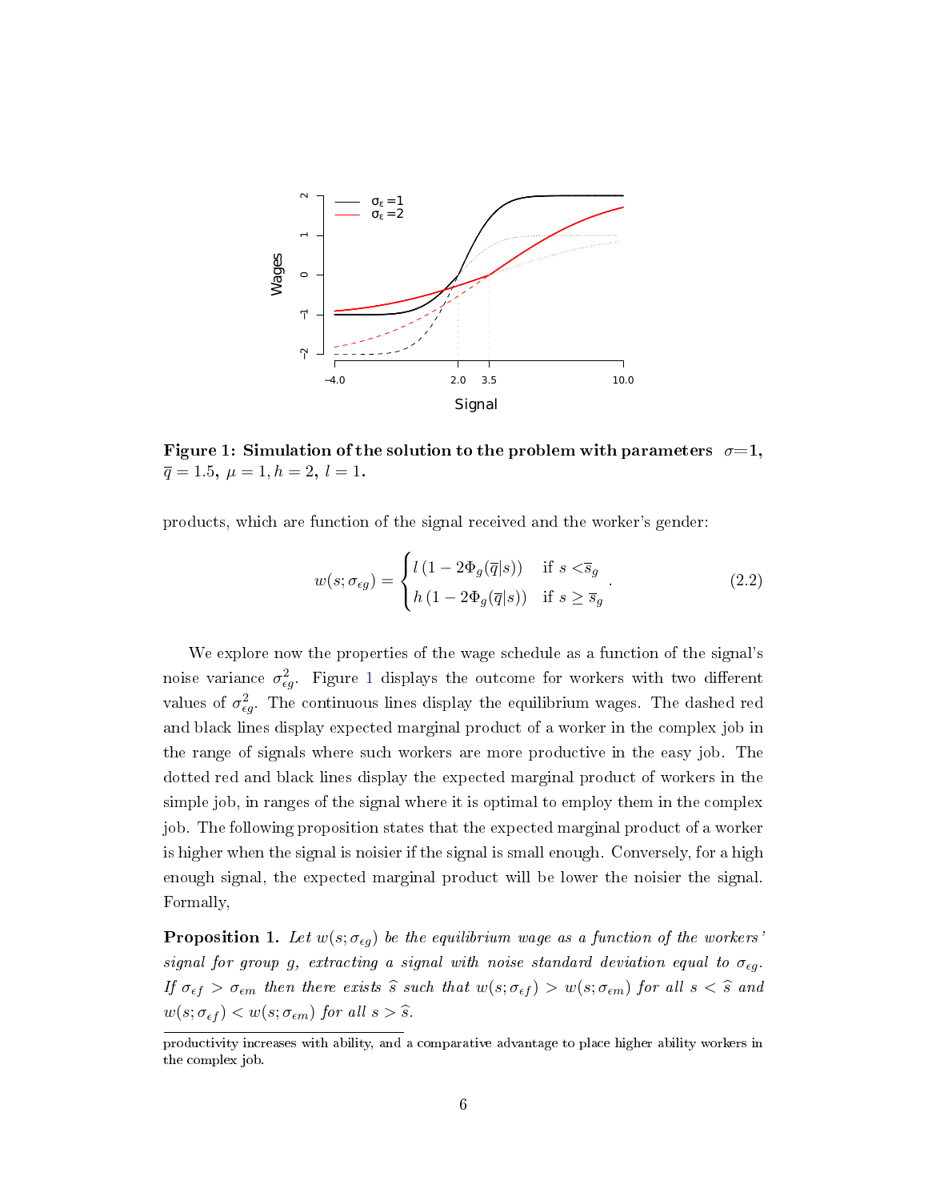**Figure 1: Simulation of the solution to the problem with parameters $\sigma$=1, $\overline{q} = 1.5,\ \mu = 1, h = 2,\ l = 1.$**

products, which are function of the signal received and the worker's gender:

$$w(s; \sigma_{\epsilon g}) = \begin{cases} l\,(1 - 2\Phi_g(\overline{q}|s)) & \text{if } s < \overline{s}_g \\ h\,(1 - 2\Phi_g(\overline{q}|s)) & \text{if } s \geq \overline{s}_g \end{cases}. \tag{2.2}$$

We explore now the properties of the wage schedule as a function of the signal's noise variance $\sigma^2_{\epsilon g}$. Figure 1 displays the outcome for workers with two different values of $\sigma^2_{\epsilon g}$. The continuous lines display the equilibrium wages. The dashed red and black lines display expected marginal product of a worker in the complex job in the range of signals where such workers are more productive in the easy job. The dotted red and black lines display the expected marginal product of workers in the simple job, in ranges of the signal where it is optimal to employ them in the complex job. The following proposition states that the expected marginal product of a worker is higher when the signal is noisier if the signal is small enough. Conversely, for a high enough signal, the expected marginal product will be lower the noisier the signal. Formally,

**Proposition 1.** *Let $w(s; \sigma_{\epsilon g})$ be the equilibrium wage as a function of the workers' signal for group $g$, extracting a signal with noise standard deviation equal to $\sigma_{\epsilon g}$. If $\sigma_{\epsilon f} > \sigma_{\epsilon m}$ then there exists $\widehat{s}$ such that $w(s; \sigma_{\epsilon f}) > w(s; \sigma_{\epsilon m})$ for all $s < \widehat{s}$ and $w(s; \sigma_{\epsilon f}) < w(s; \sigma_{\epsilon m})$ for all $s > \widehat{s}$.*

productivity increases with ability, and a comparative advantage to place higher ability workers in the complex job.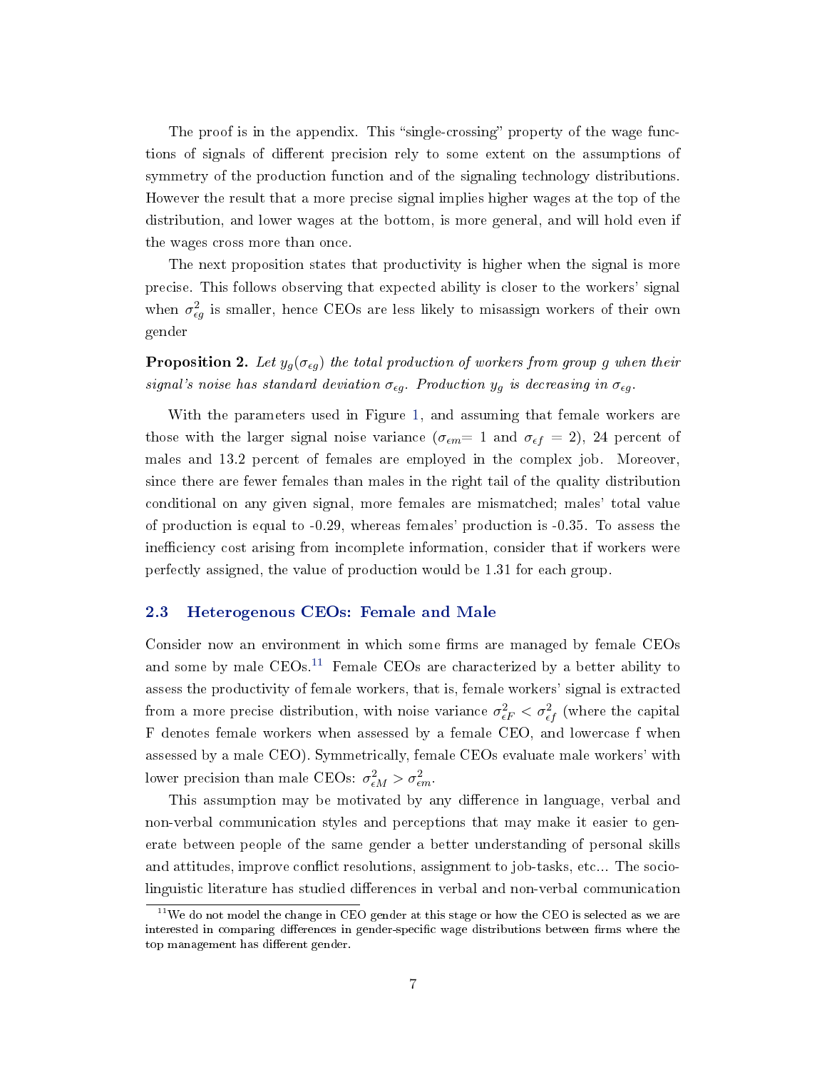The proof is in the appendix. This "single-crossing" property of the wage functions of signals of different precision rely to some extent on the assumptions of symmetry of the production function and of the signaling technology distributions. However the result that a more precise signal implies higher wages at the top of the distribution, and lower wages at the bottom, is more general, and will hold even if the wages cross more than once.

The next proposition states that productivity is higher when the signal is more precise. This follows observing that expected ability is closer to the workers' signal when $\sigma^2_{\epsilon g}$ is smaller, hence CEOs are less likely to misassign workers of their own gender

**Proposition 2.** *Let $y_g(\sigma_{\epsilon g})$ the total production of workers from group g when their signal's noise has standard deviation $\sigma_{\epsilon g}$. Production $y_g$ is decreasing in $\sigma_{\epsilon g}$.*

With the parameters used in Figure 1, and assuming that female workers are those with the larger signal noise variance ($\sigma_{\epsilon m}$= 1 and $\sigma_{\epsilon f}$ = 2), 24 percent of males and 13.2 percent of females are employed in the complex job. Moreover, since there are fewer females than males in the right tail of the quality distribution conditional on any given signal, more females are mismatched; males' total value of production is equal to -0.29, whereas females' production is -0.35. To assess the inefficiency cost arising from incomplete information, consider that if workers were perfectly assigned, the value of production would be 1.31 for each group.

### 2.3 Heterogenous CEOs: Female and Male

Consider now an environment in which some firms are managed by female CEOs and some by male CEOs.[11] Female CEOs are characterized by a better ability to assess the productivity of female workers, that is, female workers' signal is extracted from a more precise distribution, with noise variance $\sigma^2_{\epsilon F} < \sigma^2_{\epsilon f}$ (where the capital F denotes female workers when assessed by a female CEO, and lowercase f when assessed by a male CEO). Symmetrically, female CEOs evaluate male workers' with lower precision than male CEOs: $\sigma^2_{\epsilon M} > \sigma^2_{\epsilon m}$.

This assumption may be motivated by any difference in language, verbal and non-verbal communication styles and perceptions that may make it easier to generate between people of the same gender a better understanding of personal skills and attitudes, improve conflict resolutions, assignment to job-tasks, etc... The socio-linguistic literature has studied differences in verbal and non-verbal communication

[11] We do not model the change in CEO gender at this stage or how the CEO is selected as we are interested in comparing differences in gender-specific wage distributions between firms where the top management has different gender.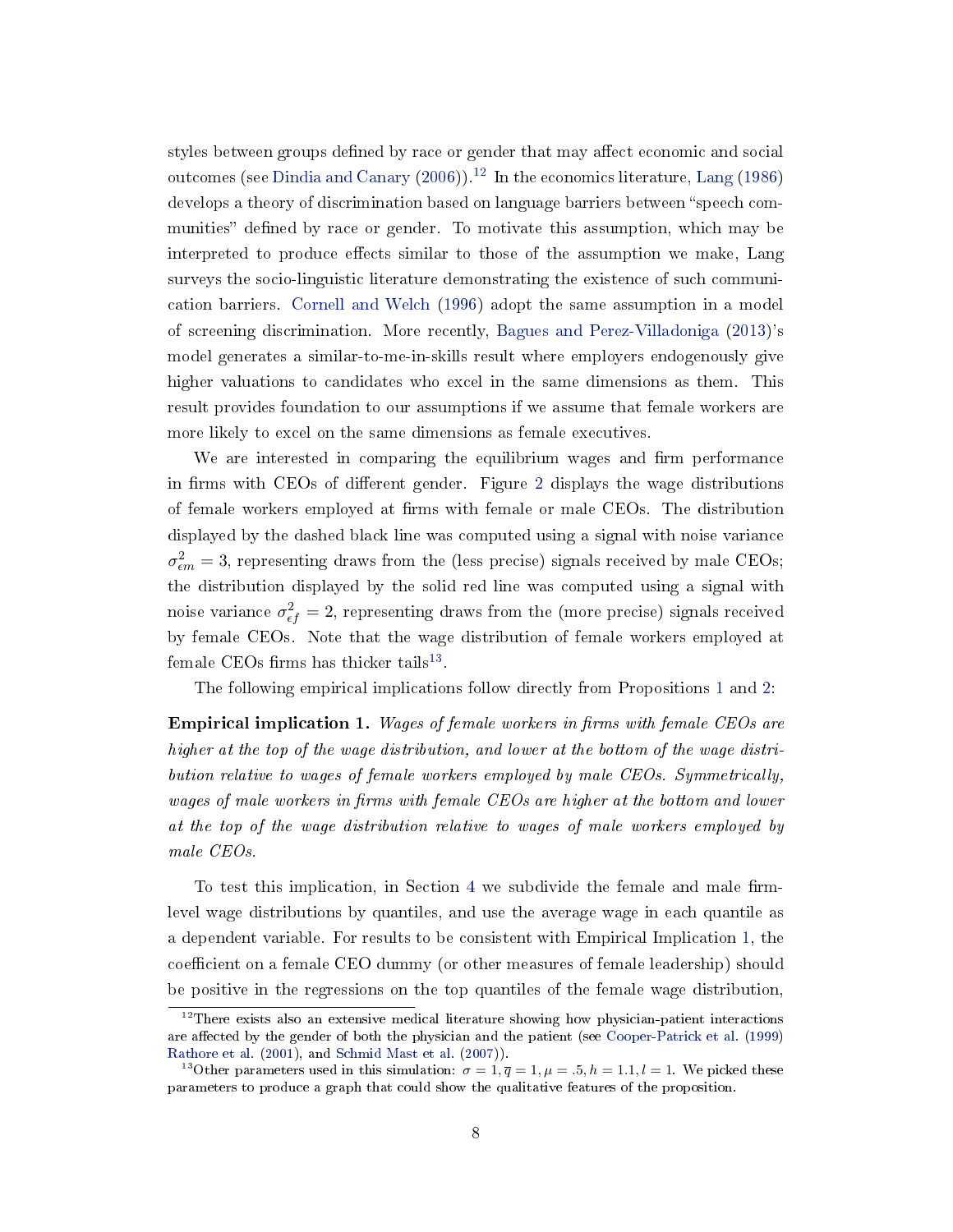styles between groups defined by race or gender that may affect economic and social outcomes (see Dindia and Canary (2006)).[12] In the economics literature, Lang (1986) develops a theory of discrimination based on language barriers between "speech communities" defined by race or gender. To motivate this assumption, which may be interpreted to produce effects similar to those of the assumption we make, Lang surveys the socio-linguistic literature demonstrating the existence of such communication barriers. Cornell and Welch (1996) adopt the same assumption in a model of screening discrimination. More recently, Bagues and Perez-Villadoniga (2013)'s model generates a similar-to-me-in-skills result where employers endogenously give higher valuations to candidates who excel in the same dimensions as them. This result provides foundation to our assumptions if we assume that female workers are more likely to excel on the same dimensions as female executives.

We are interested in comparing the equilibrium wages and firm performance in firms with CEOs of different gender. Figure 2 displays the wage distributions of female workers employed at firms with female or male CEOs. The distribution displayed by the dashed black line was computed using a signal with noise variance $\sigma^2_{\epsilon m} = 3$, representing draws from the (less precise) signals received by male CEOs; the distribution displayed by the solid red line was computed using a signal with noise variance $\sigma^2_{\epsilon f} = 2$, representing draws from the (more precise) signals received by female CEOs. Note that the wage distribution of female workers employed at female CEOs firms has thicker tails[13].

The following empirical implications follow directly from Propositions 1 and 2:

**Empirical implication 1.** *Wages of female workers in firms with female CEOs are higher at the top of the wage distribution, and lower at the bottom of the wage distribution relative to wages of female workers employed by male CEOs. Symmetrically, wages of male workers in firms with female CEOs are higher at the bottom and lower at the top of the wage distribution relative to wages of male workers employed by male CEOs.*

To test this implication, in Section 4 we subdivide the female and male firm-level wage distributions by quantiles, and use the average wage in each quantile as a dependent variable. For results to be consistent with Empirical Implication 1, the coefficient on a female CEO dummy (or other measures of female leadership) should be positive in the regressions on the top quantiles of the female wage distribution,

---

[12] There exists also an extensive medical literature showing how physician-patient interactions are affected by the gender of both the physician and the patient (see Cooper-Patrick et al. (1999) Rathore et al. (2001), and Schmid Mast et al. (2007)).

[13] Other parameters used in this simulation: $\sigma = 1, \overline{q} = 1, \mu = .5, h = 1.1, l = 1$. We picked these parameters to produce a graph that could show the qualitative features of the proposition.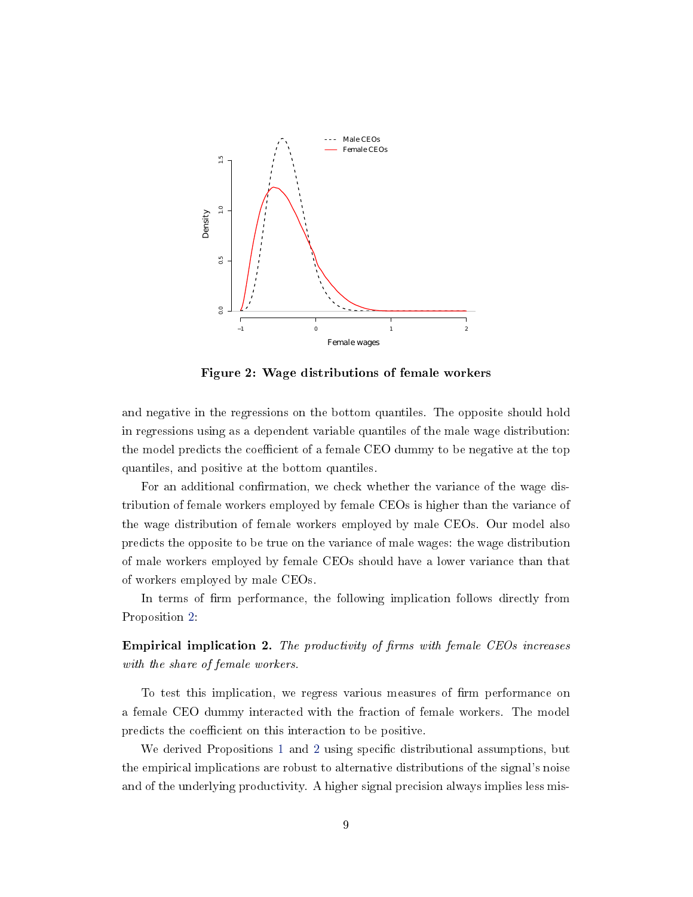**Figure 2: Wage distributions of female workers**

and negative in the regressions on the bottom quantiles. The opposite should hold in regressions using as a dependent variable quantiles of the male wage distribution: the model predicts the coefficient of a female CEO dummy to be negative at the top quantiles, and positive at the bottom quantiles.

For an additional confirmation, we check whether the variance of the wage distribution of female workers employed by female CEOs is higher than the variance of the wage distribution of female workers employed by male CEOs. Our model also predicts the opposite to be true on the variance of male wages: the wage distribution of male workers employed by female CEOs should have a lower variance than that of workers employed by male CEOs.

In terms of firm performance, the following implication follows directly from Proposition 2:

**Empirical implication 2.** *The productivity of firms with female CEOs increases with the share of female workers.*

To test this implication, we regress various measures of firm performance on a female CEO dummy interacted with the fraction of female workers. The model predicts the coefficient on this interaction to be positive.

We derived Propositions 1 and 2 using specific distributional assumptions, but the empirical implications are robust to alternative distributions of the signal's noise and of the underlying productivity. A higher signal precision always implies less mis-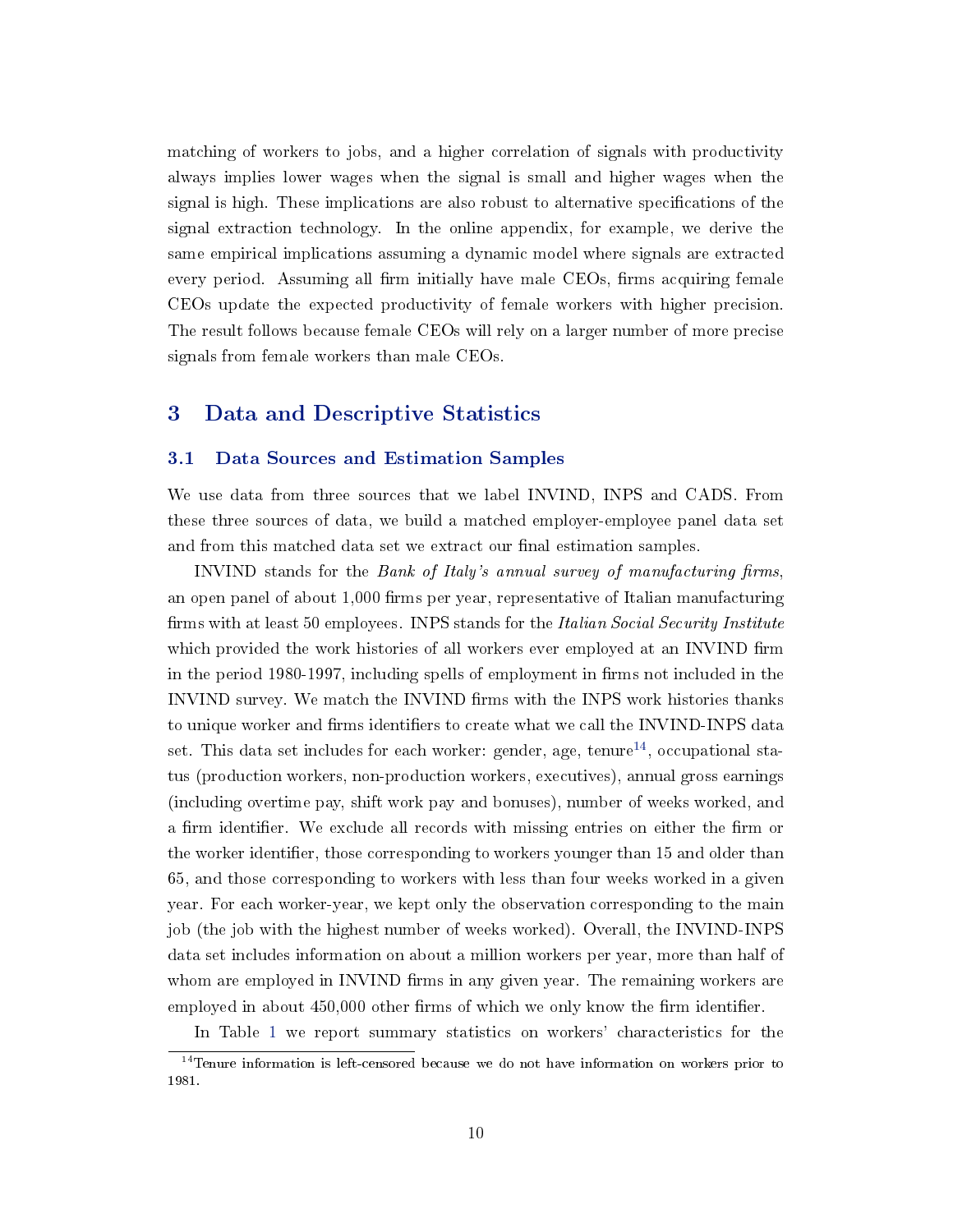matching of workers to jobs, and a higher correlation of signals with productivity always implies lower wages when the signal is small and higher wages when the signal is high. These implications are also robust to alternative specifications of the signal extraction technology. In the online appendix, for example, we derive the same empirical implications assuming a dynamic model where signals are extracted every period. Assuming all firm initially have male CEOs, firms acquiring female CEOs update the expected productivity of female workers with higher precision. The result follows because female CEOs will rely on a larger number of more precise signals from female workers than male CEOs.

## 3 Data and Descriptive Statistics

### 3.1 Data Sources and Estimation Samples

We use data from three sources that we label INVIND, INPS and CADS. From these three sources of data, we build a matched employer-employee panel data set and from this matched data set we extract our final estimation samples.

INVIND stands for the *Bank of Italy's annual survey of manufacturing firms*, an open panel of about 1,000 firms per year, representative of Italian manufacturing firms with at least 50 employees. INPS stands for the *Italian Social Security Institute* which provided the work histories of all workers ever employed at an INVIND firm in the period 1980-1997, including spells of employment in firms not included in the INVIND survey. We match the INVIND firms with the INPS work histories thanks to unique worker and firms identifiers to create what we call the INVIND-INPS data set. This data set includes for each worker: gender, age, tenure[14], occupational status (production workers, non-production workers, executives), annual gross earnings (including overtime pay, shift work pay and bonuses), number of weeks worked, and a firm identifier. We exclude all records with missing entries on either the firm or the worker identifier, those corresponding to workers younger than 15 and older than 65, and those corresponding to workers with less than four weeks worked in a given year. For each worker-year, we kept only the observation corresponding to the main job (the job with the highest number of weeks worked). Overall, the INVIND-INPS data set includes information on about a million workers per year, more than half of whom are employed in INVIND firms in any given year. The remaining workers are employed in about 450,000 other firms of which we only know the firm identifier.

In Table 1 we report summary statistics on workers' characteristics for the

[14] Tenure information is left-censored because we do not have information on workers prior to 1981.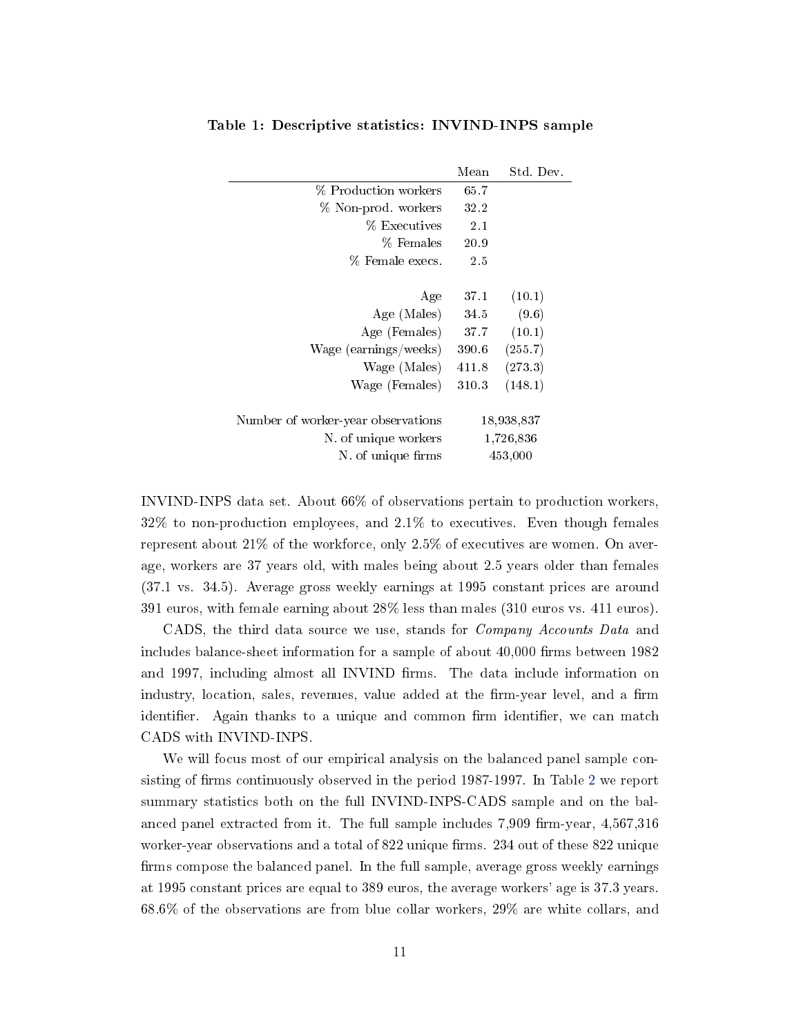**Table 1: Descriptive statistics: INVIND-INPS sample**

| | Mean | Std. Dev. |
|---|---|---|
| % Production workers | 65.7 | |
| % Non-prod. workers | 32.2 | |
| % Executives | 2.1 | |
| % Females | 20.9 | |
| % Female execs. | 2.5 | |
| | | |
| Age | 37.1 | (10.1) |
| Age (Males) | 34.5 | (9.6) |
| Age (Females) | 37.7 | (10.1) |
| Wage (earnings/weeks) | 390.6 | (255.7) |
| Wage (Males) | 411.8 | (273.3) |
| Wage (Females) | 310.3 | (148.1) |
| | | |
| Number of worker-year observations | 18,938,837 | |
| N. of unique workers | 1,726,836 | |
| N. of unique firms | 453,000 | |

INVIND-INPS data set. About 66% of observations pertain to production workers, 32% to non-production employees, and 2.1% to executives. Even though females represent about 21% of the workforce, only 2.5% of executives are women. On average, workers are 37 years old, with males being about 2.5 years older than females (37.1 vs. 34.5). Average gross weekly earnings at 1995 constant prices are around 391 euros, with female earning about 28% less than males (310 euros vs. 411 euros).

CADS, the third data source we use, stands for *Company Accounts Data* and includes balance-sheet information for a sample of about 40,000 firms between 1982 and 1997, including almost all INVIND firms. The data include information on industry, location, sales, revenues, value added at the firm-year level, and a firm identifier. Again thanks to a unique and common firm identifier, we can match CADS with INVIND-INPS.

We will focus most of our empirical analysis on the balanced panel sample consisting of firms continuously observed in the period 1987-1997. In Table 2 we report summary statistics both on the full INVIND-INPS-CADS sample and on the balanced panel extracted from it. The full sample includes 7,909 firm-year, 4,567,316 worker-year observations and a total of 822 unique firms. 234 out of these 822 unique firms compose the balanced panel. In the full sample, average gross weekly earnings at 1995 constant prices are equal to 389 euros, the average workers' age is 37.3 years. 68.6% of the observations are from blue collar workers, 29% are white collars, and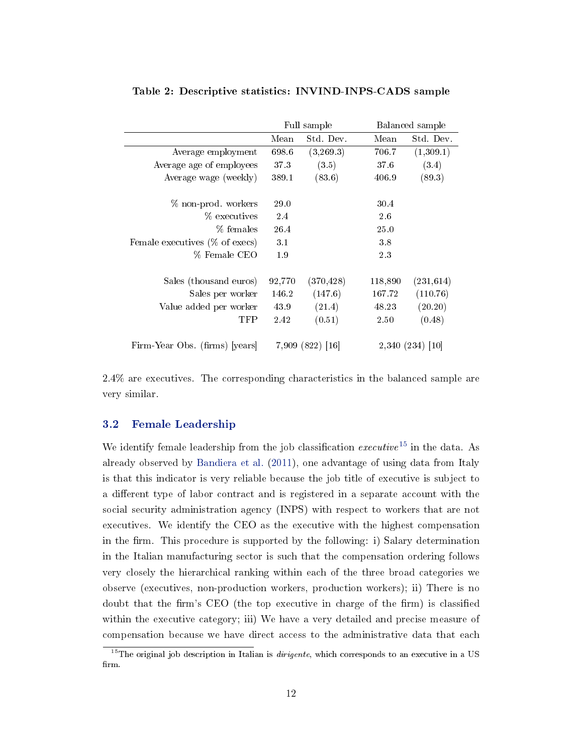**Table 2: Descriptive statistics: INVIND-INPS-CADS sample**

| | Full sample | | Balanced sample | |
|---|---|---|---|---|
| | Mean | Std. Dev. | Mean | Std. Dev. |
| Average employment | 698.6 | (3,269.3) | 706.7 | (1,309.1) |
| Average age of employees | 37.3 | (3.5) | 37.6 | (3.4) |
| Average wage (weekly) | 389.1 | (83.6) | 406.9 | (89.3) |
| % non-prod. workers | 29.0 | | 30.4 | |
| % executives | 2.4 | | 2.6 | |
| % females | 26.4 | | 25.0 | |
| Female executives (% of execs) | 3.1 | | 3.8 | |
| % Female CEO | 1.9 | | 2.3 | |
| Sales (thousand euros) | 92,770 | (370,428) | 118,890 | (231,614) |
| Sales per worker | 146.2 | (147.6) | 167.72 | (110.76) |
| Value added per worker | 43.9 | (21.4) | 48.23 | (20.20) |
| TFP | 2.42 | (0.51) | 2.50 | (0.48) |
| Firm-Year Obs. (firms) [years] | 7,909 (822) [16] | | 2,340 (234) [10] | |

2.4% are executives. The corresponding characteristics in the balanced sample are very similar.

### 3.2 Female Leadership

We identify female leadership from the job classification *executive*[15] in the data. As already observed by Bandiera et al. (2011), one advantage of using data from Italy is that this indicator is very reliable because the job title of executive is subject to a different type of labor contract and is registered in a separate account with the social security administration agency (INPS) with respect to workers that are not executives. We identify the CEO as the executive with the highest compensation in the firm. This procedure is supported by the following: i) Salary determination in the Italian manufacturing sector is such that the compensation ordering follows very closely the hierarchical ranking within each of the three broad categories we observe (executives, non-production workers, production workers); ii) There is no doubt that the firm's CEO (the top executive in charge of the firm) is classified within the executive category; iii) We have a very detailed and precise measure of compensation because we have direct access to the administrative data that each

[15] The original job description in Italian is *dirigente*, which corresponds to an executive in a US firm.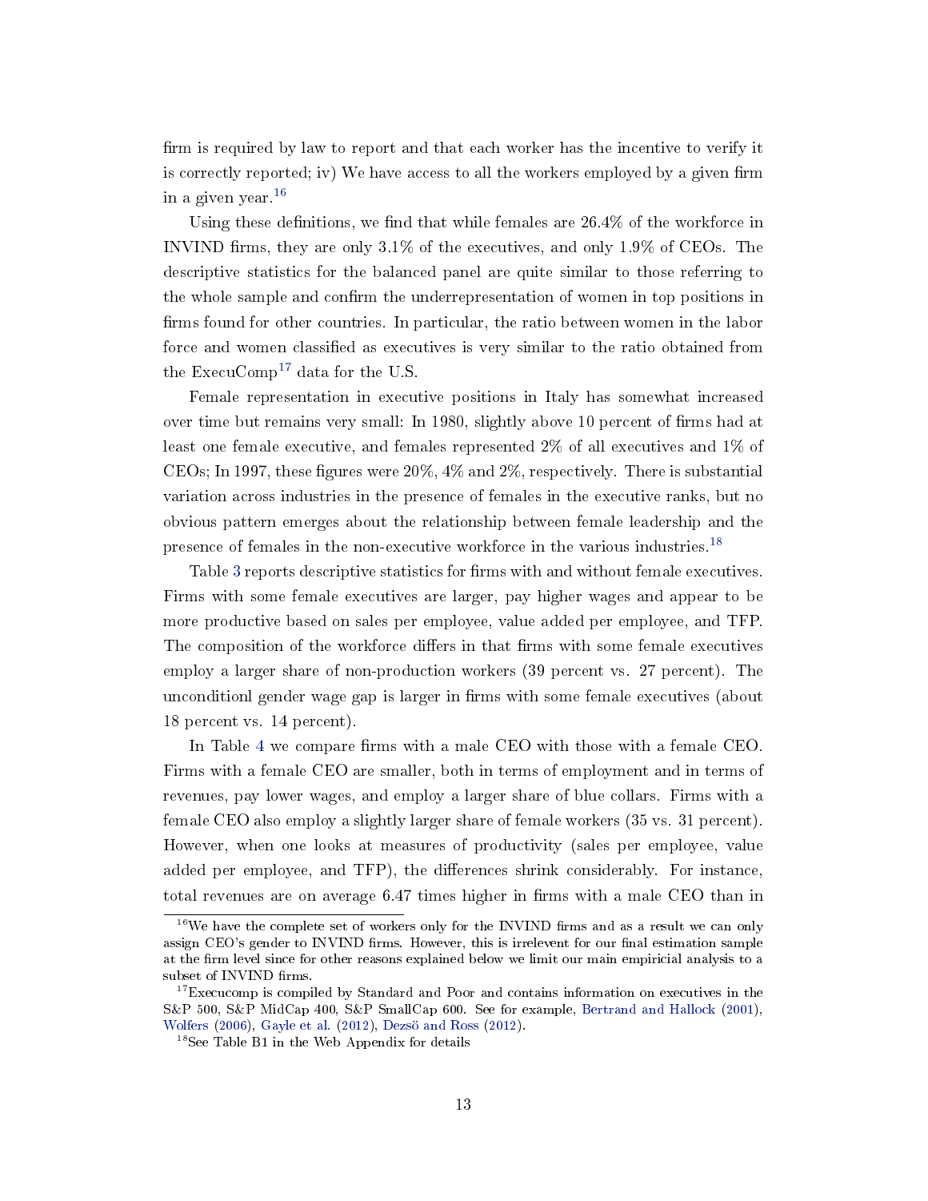firm is required by law to report and that each worker has the incentive to verify it is correctly reported; iv) We have access to all the workers employed by a given firm in a given year.[16]

Using these definitions, we find that while females are 26.4% of the workforce in INVIND firms, they are only 3.1% of the executives, and only 1.9% of CEOs. The descriptive statistics for the balanced panel are quite similar to those referring to the whole sample and confirm the underrepresentation of women in top positions in firms found for other countries. In particular, the ratio between women in the labor force and women classified as executives is very similar to the ratio obtained from the ExecuComp[17] data for the U.S.

Female representation in executive positions in Italy has somewhat increased over time but remains very small: In 1980, slightly above 10 percent of firms had at least one female executive, and females represented 2% of all executives and 1% of CEOs; In 1997, these figures were 20%, 4% and 2%, respectively. There is substantial variation across industries in the presence of females in the executive ranks, but no obvious pattern emerges about the relationship between female leadership and the presence of females in the non-executive workforce in the various industries.[18]

Table 3 reports descriptive statistics for firms with and without female executives. Firms with some female executives are larger, pay higher wages and appear to be more productive based on sales per employee, value added per employee, and TFP. The composition of the workforce differs in that firms with some female executives employ a larger share of non-production workers (39 percent vs. 27 percent). The unconditionl gender wage gap is larger in firms with some female executives (about 18 percent vs. 14 percent).

In Table 4 we compare firms with a male CEO with those with a female CEO. Firms with a female CEO are smaller, both in terms of employment and in terms of revenues, pay lower wages, and employ a larger share of blue collars. Firms with a female CEO also employ a slightly larger share of female workers (35 vs. 31 percent). However, when one looks at measures of productivity (sales per employee, value added per employee, and TFP), the differences shrink considerably. For instance, total revenues are on average 6.47 times higher in firms with a male CEO than in

[16] We have the complete set of workers only for the INVIND firms and as a result we can only assign CEO's gender to INVIND firms. However, this is irrelevent for our final estimation sample at the firm level since for other reasons explained below we limit our main empiricial analysis to a subset of INVIND firms.

[17] Execucomp is compiled by Standard and Poor and contains information on executives in the S&P 500, S&P MidCap 400, S&P SmallCap 600. See for example, Bertrand and Hallock (2001), Wolfers (2006), Gayle et al. (2012), Dezsö and Ross (2012).

[18] See Table B1 in the Web Appendix for details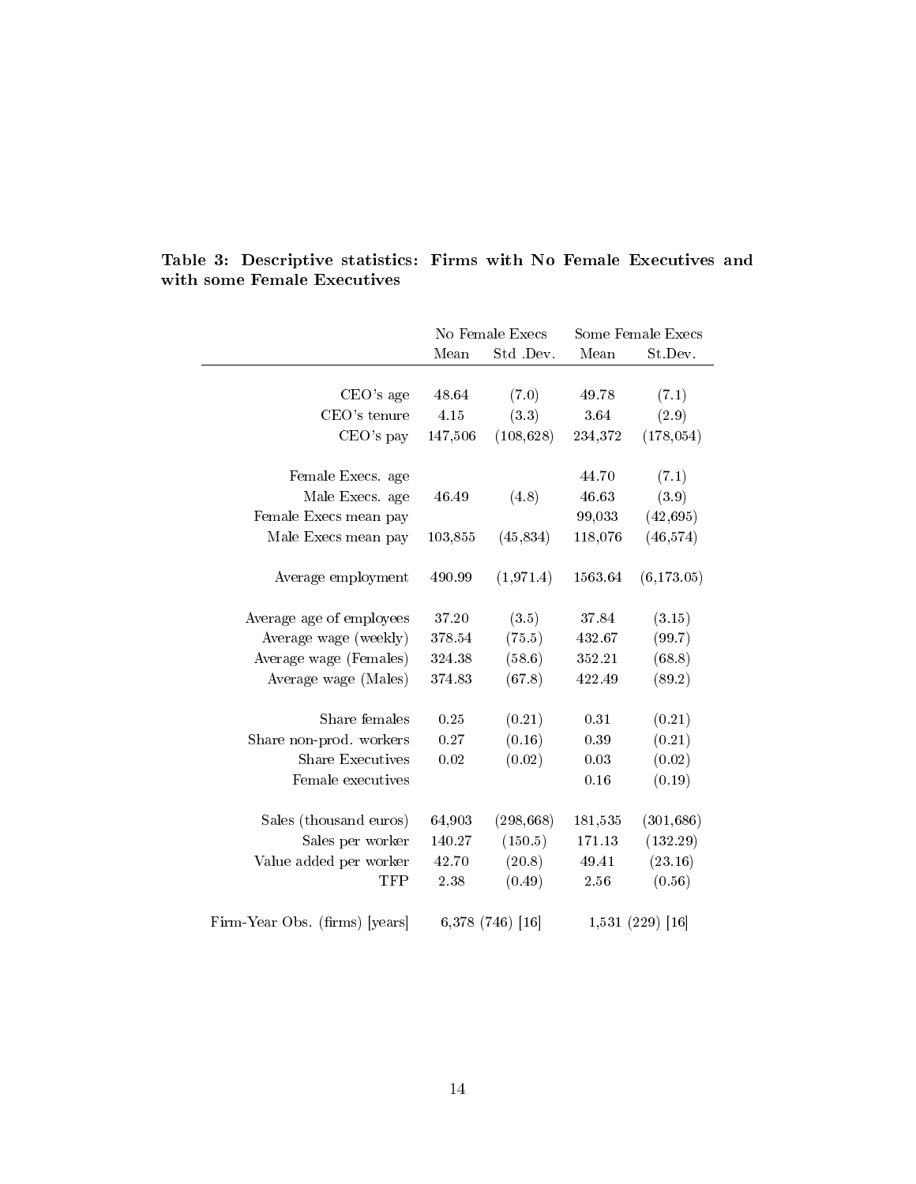**Table 3: Descriptive statistics: Firms with No Female Executives and with some Female Executives**

| | No Female Execs | | Some Female Execs | |
|---|---|---|---|---|
| | Mean | Std .Dev. | Mean | St.Dev. |
| CEO's age | 48.64 | (7.0) | 49.78 | (7.1) |
| CEO's tenure | 4.15 | (3.3) | 3.64 | (2.9) |
| CEO's pay | 147,506 | (108,628) | 234,372 | (178,054) |
| Female Execs. age | | | 44.70 | (7.1) |
| Male Execs. age | 46.49 | (4.8) | 46.63 | (3.9) |
| Female Execs mean pay | | | 99,033 | (42,695) |
| Male Execs mean pay | 103,855 | (45,834) | 118,076 | (46,574) |
| Average employment | 490.99 | (1,971.4) | 1563.64 | (6,173.05) |
| Average age of employees | 37.20 | (3.5) | 37.84 | (3.15) |
| Average wage (weekly) | 378.54 | (75.5) | 432.67 | (99.7) |
| Average wage (Females) | 324.38 | (58.6) | 352.21 | (68.8) |
| Average wage (Males) | 374.83 | (67.8) | 422.49 | (89.2) |
| Share females | 0.25 | (0.21) | 0.31 | (0.21) |
| Share non-prod. workers | 0.27 | (0.16) | 0.39 | (0.21) |
| Share Executives | 0.02 | (0.02) | 0.03 | (0.02) |
| Female executives | | | 0.16 | (0.19) |
| Sales (thousand euros) | 64,903 | (298,668) | 181,535 | (301,686) |
| Sales per worker | 140.27 | (150.5) | 171.13 | (132.29) |
| Value added per worker | 42.70 | (20.8) | 49.41 | (23.16) |
| TFP | 2.38 | (0.49) | 2.56 | (0.56) |
| Firm-Year Obs. (firms) [years] | 6,378 (746) [16] | | 1,531 (229) [16] | |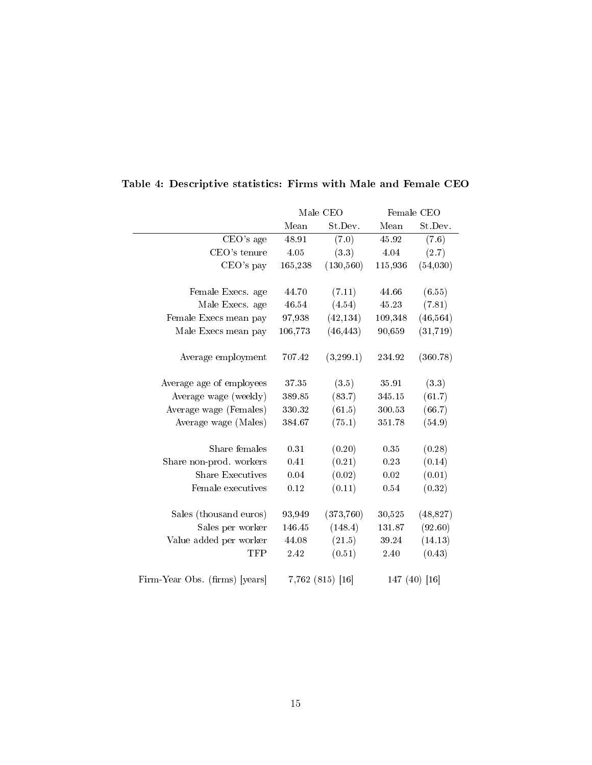**Table 4: Descriptive statistics: Firms with Male and Female CEO**

| | Male CEO | | Female CEO | |
|---|---|---|---|---|
| | Mean | St.Dev. | Mean | St.Dev. |
| CEO's age | 48.91 | (7.0) | 45.92 | (7.6) |
| CEO's tenure | 4.05 | (3.3) | 4.04 | (2.7) |
| CEO's pay | 165,238 | (130,560) | 115,936 | (54,030) |
| | | | | |
| Female Execs. age | 44.70 | (7.11) | 44.66 | (6.55) |
| Male Execs. age | 46.54 | (4.54) | 45.23 | (7.81) |
| Female Execs mean pay | 97,938 | (42,134) | 109,348 | (46,564) |
| Male Execs mean pay | 106,773 | (46,443) | 90,659 | (31,719) |
| | | | | |
| Average employment | 707.42 | (3,299.1) | 234.92 | (360.78) |
| | | | | |
| Average age of employees | 37.35 | (3.5) | 35.91 | (3.3) |
| Average wage (weekly) | 389.85 | (83.7) | 345.15 | (61.7) |
| Average wage (Females) | 330.32 | (61.5) | 300.53 | (66.7) |
| Average wage (Males) | 384.67 | (75.1) | 351.78 | (54.9) |
| | | | | |
| Share females | 0.31 | (0.20) | 0.35 | (0.28) |
| Share non-prod. workers | 0.41 | (0.21) | 0.23 | (0.14) |
| Share Executives | 0.04 | (0.02) | 0.02 | (0.01) |
| Female executives | 0.12 | (0.11) | 0.54 | (0.32) |
| | | | | |
| Sales (thousand euros) | 93,949 | (373,760) | 30,525 | (48,827) |
| Sales per worker | 146.45 | (148.4) | 131.87 | (92.60) |
| Value added per worker | 44.08 | (21.5) | 39.24 | (14.13) |
| TFP | 2.42 | (0.51) | 2.40 | (0.43) |
| | | | | |
| Firm-Year Obs. (firms) [years] | 7,762 (815) [16] | | 147 (40) [16] | |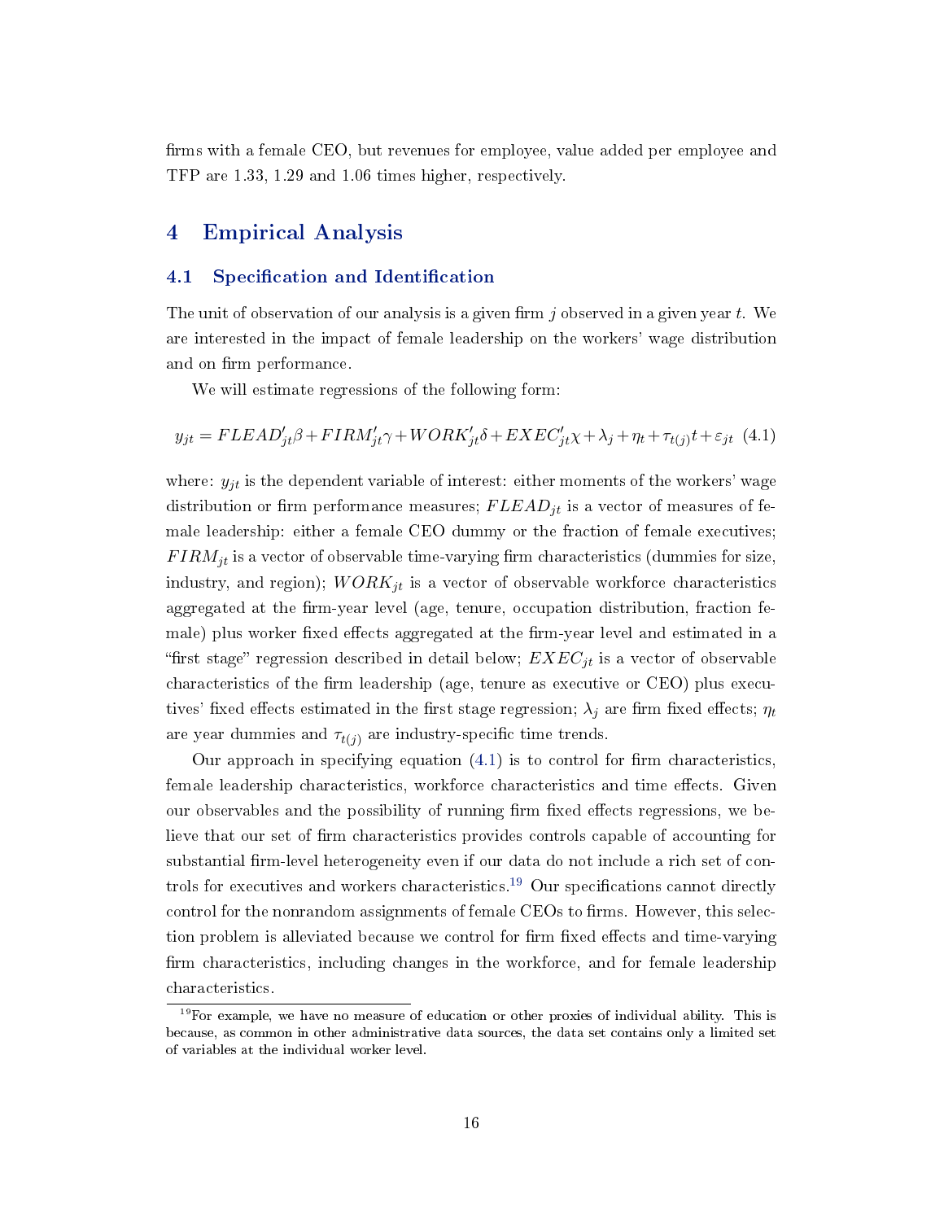firms with a female CEO, but revenues for employee, value added per employee and TFP are 1.33, 1.29 and 1.06 times higher, respectively.

## 4 Empirical Analysis

### 4.1 Specification and Identification

The unit of observation of our analysis is a given firm $j$ observed in a given year $t$. We are interested in the impact of female leadership on the workers' wage distribution and on firm performance.

We will estimate regressions of the following form:

$$y_{jt} = FLEAD'_{jt}\beta + FIRM'_{jt}\gamma + WORK'_{jt}\delta + EXEC'_{jt}\chi + \lambda_j + \eta_t + \tau_{t(j)}t + \varepsilon_{jt} \quad (4.1)$$

where: $y_{jt}$ is the dependent variable of interest: either moments of the workers' wage distribution or firm performance measures; $FLEAD_{jt}$ is a vector of measures of female leadership: either a female CEO dummy or the fraction of female executives; $FIRM_{jt}$ is a vector of observable time-varying firm characteristics (dummies for size, industry, and region); $WORK_{jt}$ is a vector of observable workforce characteristics aggregated at the firm-year level (age, tenure, occupation distribution, fraction female) plus worker fixed effects aggregated at the firm-year level and estimated in a "first stage" regression described in detail below; $EXEC_{jt}$ is a vector of observable characteristics of the firm leadership (age, tenure as executive or CEO) plus executives' fixed effects estimated in the first stage regression; $\lambda_j$ are firm fixed effects; $\eta_t$ are year dummies and $\tau_{t(j)}$ are industry-specific time trends.

Our approach in specifying equation (4.1) is to control for firm characteristics, female leadership characteristics, workforce characteristics and time effects. Given our observables and the possibility of running firm fixed effects regressions, we believe that our set of firm characteristics provides controls capable of accounting for substantial firm-level heterogeneity even if our data do not include a rich set of controls for executives and workers characteristics.[19] Our specifications cannot directly control for the nonrandom assignments of female CEOs to firms. However, this selection problem is alleviated because we control for firm fixed effects and time-varying firm characteristics, including changes in the workforce, and for female leadership characteristics.

[19] For example, we have no measure of education or other proxies of individual ability. This is because, as common in other administrative data sources, the data set contains only a limited set of variables at the individual worker level.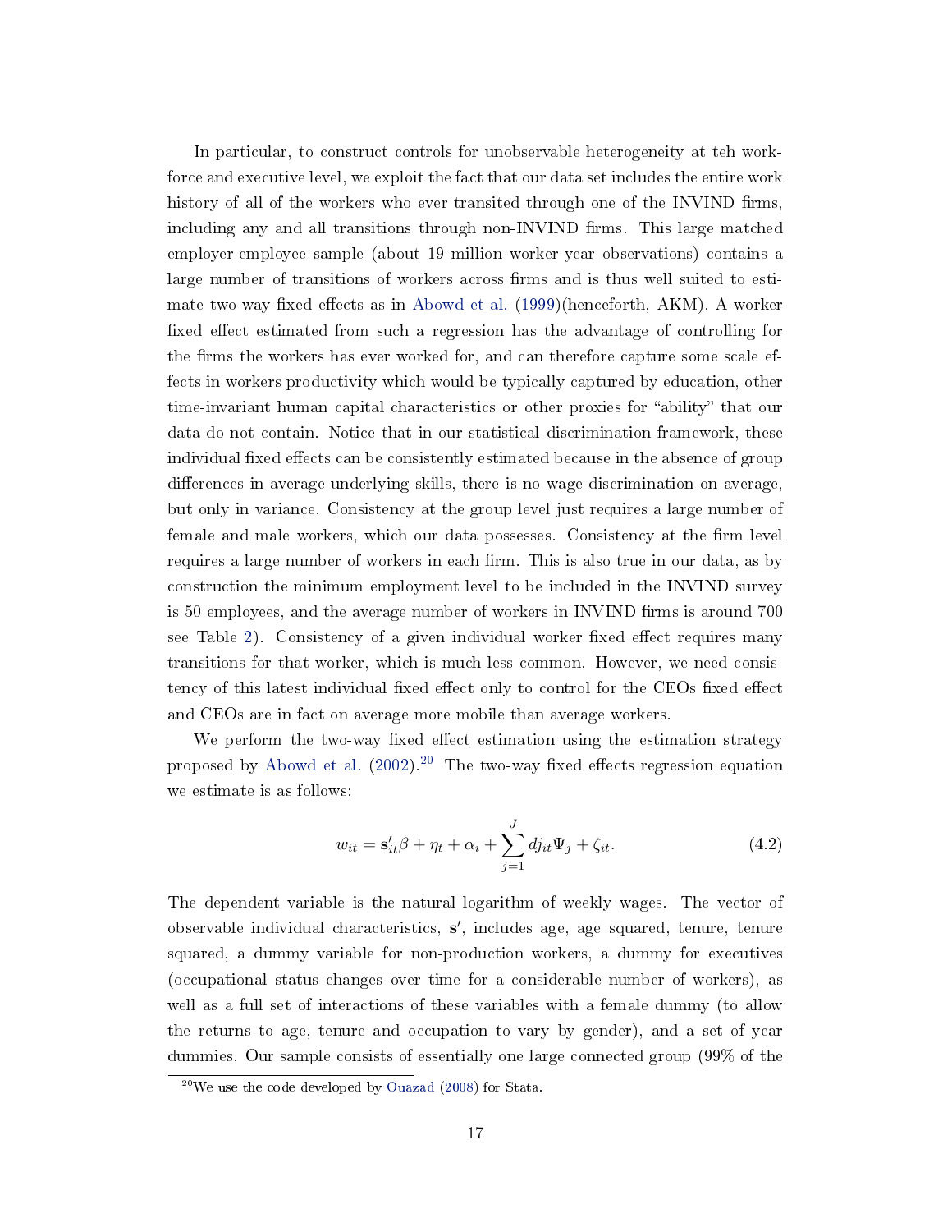In particular, to construct controls for unobservable heterogeneity at teh workforce and executive level, we exploit the fact that our data set includes the entire work history of all of the workers who ever transited through one of the INVIND firms, including any and all transitions through non-INVIND firms. This large matched employer-employee sample (about 19 million worker-year observations) contains a large number of transitions of workers across firms and is thus well suited to estimate two-way fixed effects as in Abowd et al. (1999)(henceforth, AKM). A worker fixed effect estimated from such a regression has the advantage of controlling for the firms the workers has ever worked for, and can therefore capture some scale effects in workers productivity which would be typically captured by education, other time-invariant human capital characteristics or other proxies for "ability" that our data do not contain. Notice that in our statistical discrimination framework, these individual fixed effects can be consistently estimated because in the absence of group differences in average underlying skills, there is no wage discrimination on average, but only in variance. Consistency at the group level just requires a large number of female and male workers, which our data possesses. Consistency at the firm level requires a large number of workers in each firm. This is also true in our data, as by construction the minimum employment level to be included in the INVIND survey is 50 employees, and the average number of workers in INVIND firms is around 700 see Table 2). Consistency of a given individual worker fixed effect requires many transitions for that worker, which is much less common. However, we need consistency of this latest individual fixed effect only to control for the CEOs fixed effect and CEOs are in fact on average more mobile than average workers.

We perform the two-way fixed effect estimation using the estimation strategy proposed by Abowd et al. (2002).[20] The two-way fixed effects regression equation we estimate is as follows:

$$w_{it} = \mathbf{s}'_{it}\beta + \eta_t + \alpha_i + \sum_{j=1}^{J} dj_{it}\Psi_j + \zeta_{it}. \tag{4.2}$$

The dependent variable is the natural logarithm of weekly wages. The vector of observable individual characteristics, $\mathbf{s}'$, includes age, age squared, tenure, tenure squared, a dummy variable for non-production workers, a dummy for executives (occupational status changes over time for a considerable number of workers), as well as a full set of interactions of these variables with a female dummy (to allow the returns to age, tenure and occupation to vary by gender), and a set of year dummies. Our sample consists of essentially one large connected group (99% of the

[20] We use the code developed by Ouazad (2008) for Stata.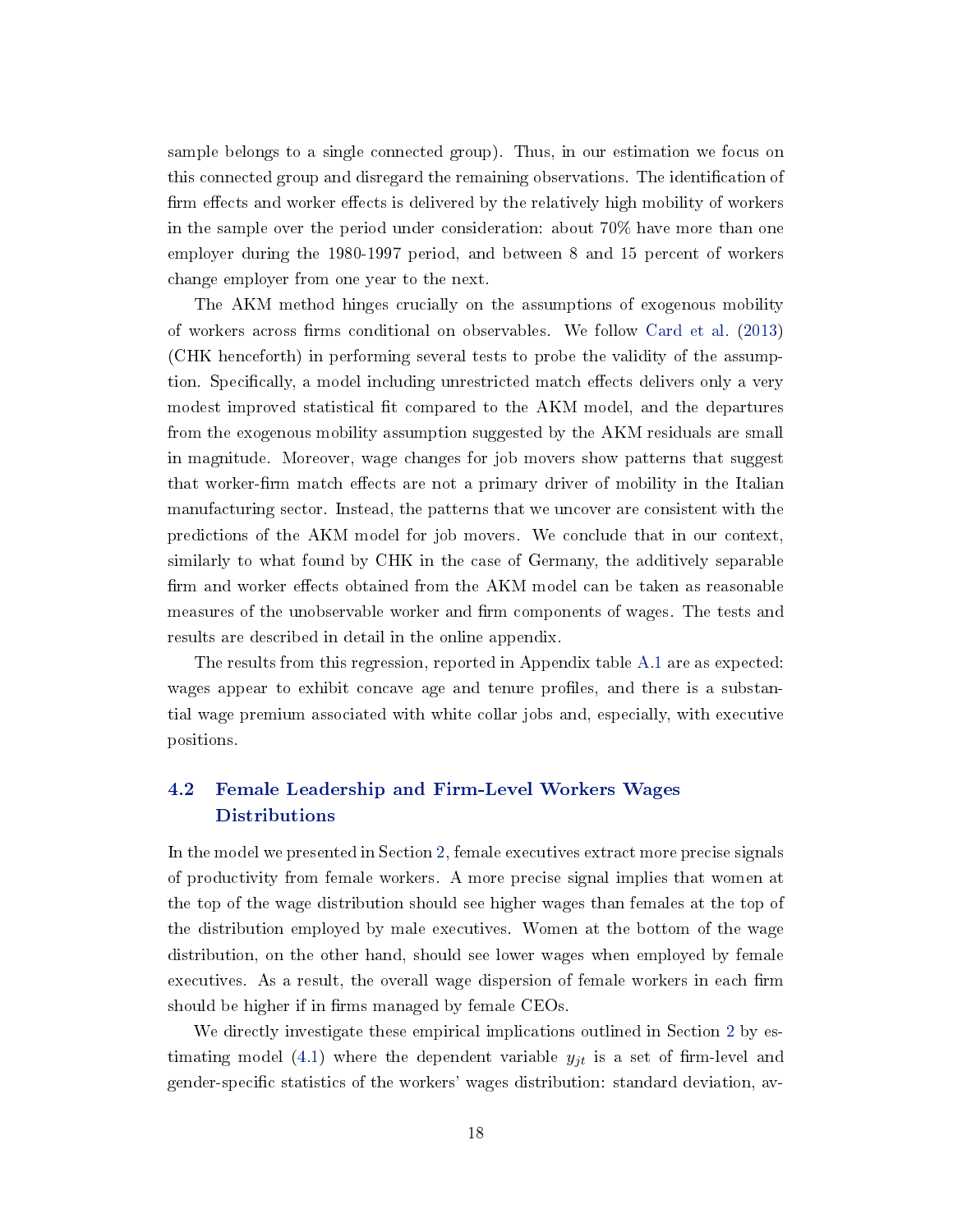sample belongs to a single connected group). Thus, in our estimation we focus on this connected group and disregard the remaining observations. The identification of firm effects and worker effects is delivered by the relatively high mobility of workers in the sample over the period under consideration: about 70% have more than one employer during the 1980-1997 period, and between 8 and 15 percent of workers change employer from one year to the next.

The AKM method hinges crucially on the assumptions of exogenous mobility of workers across firms conditional on observables. We follow Card et al. (2013) (CHK henceforth) in performing several tests to probe the validity of the assumption. Specifically, a model including unrestricted match effects delivers only a very modest improved statistical fit compared to the AKM model, and the departures from the exogenous mobility assumption suggested by the AKM residuals are small in magnitude. Moreover, wage changes for job movers show patterns that suggest that worker-firm match effects are not a primary driver of mobility in the Italian manufacturing sector. Instead, the patterns that we uncover are consistent with the predictions of the AKM model for job movers. We conclude that in our context, similarly to what found by CHK in the case of Germany, the additively separable firm and worker effects obtained from the AKM model can be taken as reasonable measures of the unobservable worker and firm components of wages. The tests and results are described in detail in the online appendix.

The results from this regression, reported in Appendix table A.1 are as expected: wages appear to exhibit concave age and tenure profiles, and there is a substantial wage premium associated with white collar jobs and, especially, with executive positions.

## 4.2 Female Leadership and Firm-Level Workers Wages Distributions

In the model we presented in Section 2, female executives extract more precise signals of productivity from female workers. A more precise signal implies that women at the top of the wage distribution should see higher wages than females at the top of the distribution employed by male executives. Women at the bottom of the wage distribution, on the other hand, should see lower wages when employed by female executives. As a result, the overall wage dispersion of female workers in each firm should be higher if in firms managed by female CEOs.

We directly investigate these empirical implications outlined in Section 2 by estimating model (4.1) where the dependent variable $y_{jt}$ is a set of firm-level and gender-specific statistics of the workers' wages distribution: standard deviation, av-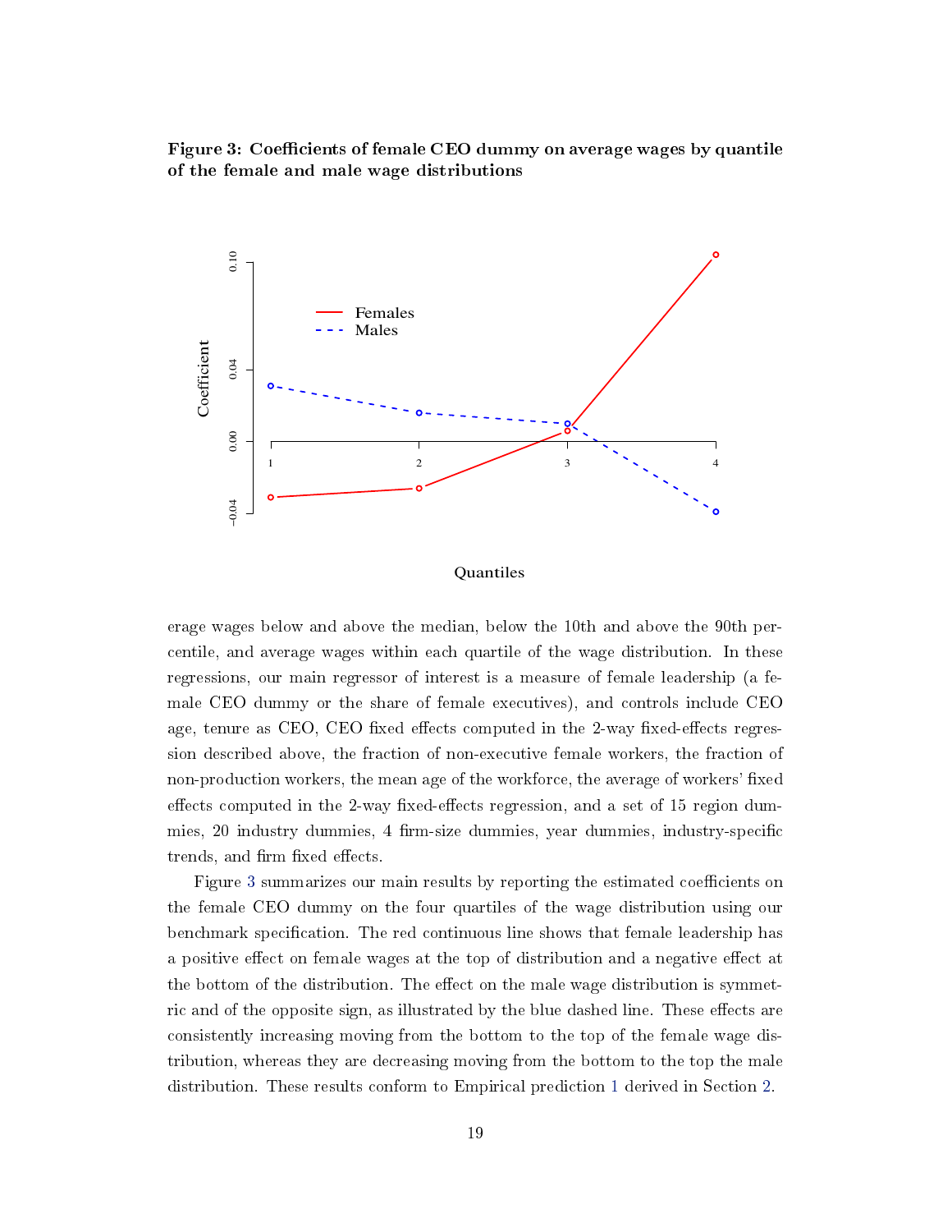**Figure 3: Coefficients of female CEO dummy on average wages by quantile of the female and male wage distributions**

erage wages below and above the median, below the 10th and above the 90th percentile, and average wages within each quartile of the wage distribution. In these regressions, our main regressor of interest is a measure of female leadership (a female CEO dummy or the share of female executives), and controls include CEO age, tenure as CEO, CEO fixed effects computed in the 2-way fixed-effects regression described above, the fraction of non-executive female workers, the fraction of non-production workers, the mean age of the workforce, the average of workers' fixed effects computed in the 2-way fixed-effects regression, and a set of 15 region dummies, 20 industry dummies, 4 firm-size dummies, year dummies, industry-specific trends, and firm fixed effects.

Figure 3 summarizes our main results by reporting the estimated coefficients on the female CEO dummy on the four quartiles of the wage distribution using our benchmark specification. The red continuous line shows that female leadership has a positive effect on female wages at the top of distribution and a negative effect at the bottom of the distribution. The effect on the male wage distribution is symmetric and of the opposite sign, as illustrated by the blue dashed line. These effects are consistently increasing moving from the bottom to the top of the female wage distribution, whereas they are decreasing moving from the bottom to the top the male distribution. These results conform to Empirical prediction 1 derived in Section 2.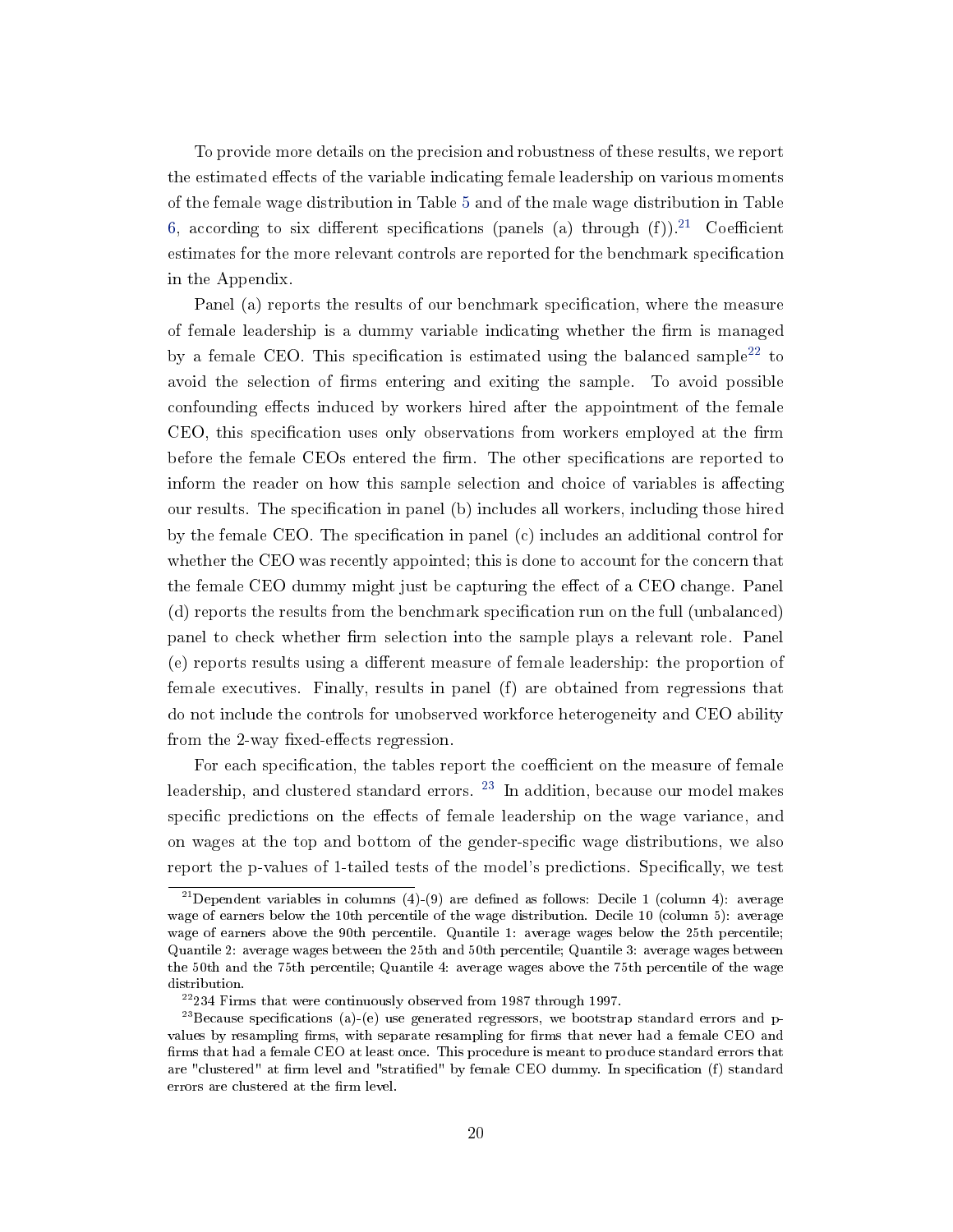To provide more details on the precision and robustness of these results, we report the estimated effects of the variable indicating female leadership on various moments of the female wage distribution in Table 5 and of the male wage distribution in Table 6, according to six different specifications (panels (a) through (f)).[21] Coefficient estimates for the more relevant controls are reported for the benchmark specification in the Appendix.

Panel (a) reports the results of our benchmark specification, where the measure of female leadership is a dummy variable indicating whether the firm is managed by a female CEO. This specification is estimated using the balanced sample[22] to avoid the selection of firms entering and exiting the sample. To avoid possible confounding effects induced by workers hired after the appointment of the female CEO, this specification uses only observations from workers employed at the firm before the female CEOs entered the firm. The other specifications are reported to inform the reader on how this sample selection and choice of variables is affecting our results. The specification in panel (b) includes all workers, including those hired by the female CEO. The specification in panel (c) includes an additional control for whether the CEO was recently appointed; this is done to account for the concern that the female CEO dummy might just be capturing the effect of a CEO change. Panel (d) reports the results from the benchmark specification run on the full (unbalanced) panel to check whether firm selection into the sample plays a relevant role. Panel (e) reports results using a different measure of female leadership: the proportion of female executives. Finally, results in panel (f) are obtained from regressions that do not include the controls for unobserved workforce heterogeneity and CEO ability from the 2-way fixed-effects regression.

For each specification, the tables report the coefficient on the measure of female leadership, and clustered standard errors. [23] In addition, because our model makes specific predictions on the effects of female leadership on the wage variance, and on wages at the top and bottom of the gender-specific wage distributions, we also report the p-values of 1-tailed tests of the model's predictions. Specifically, we test

[21] Dependent variables in columns (4)-(9) are defined as follows: Decile 1 (column 4): average wage of earners below the 10th percentile of the wage distribution. Decile 10 (column 5): average wage of earners above the 90th percentile. Quantile 1: average wages below the 25th percentile; Quantile 2: average wages between the 25th and 50th percentile; Quantile 3: average wages between the 50th and the 75th percentile; Quantile 4: average wages above the 75th percentile of the wage distribution.

[22] 234 Firms that were continuously observed from 1987 through 1997.

[23] Because specifications (a)-(e) use generated regressors, we bootstrap standard errors and p-values by resampling firms, with separate resampling for firms that never had a female CEO and firms that had a female CEO at least once. This procedure is meant to produce standard errors that are "clustered" at firm level and "stratified" by female CEO dummy. In specification (f) standard errors are clustered at the firm level.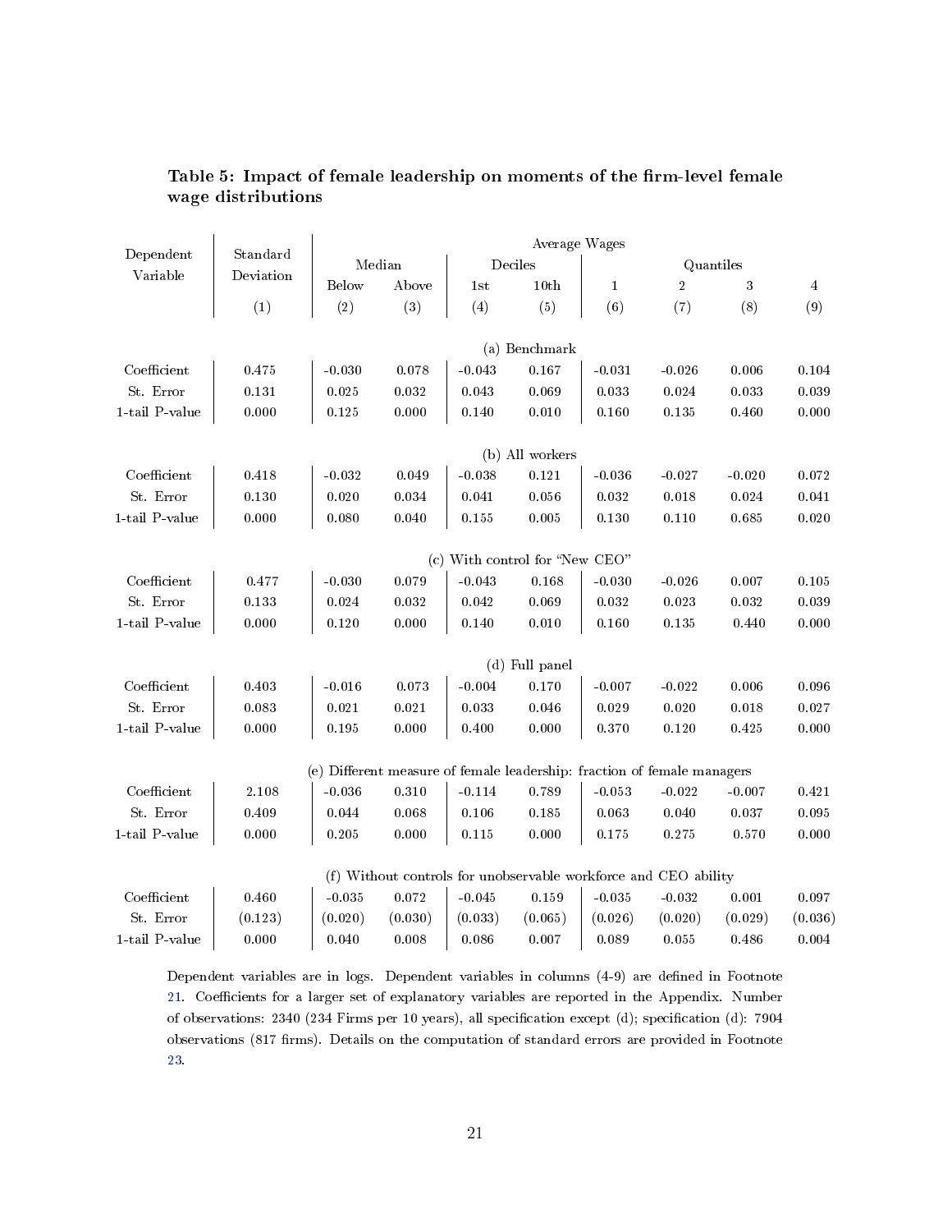**Table 5: Impact of female leadership on moments of the firm-level female wage distributions**

| Dependent Variable | Standard Deviation | Average Wages | | | | | | | |
|---|---|---|---|---|---|---|---|---|---|
| | | Median | | Deciles | | Quantiles | | | |
| | | Below | Above | 1st | 10th | 1 | 2 | 3 | 4 |
| | (1) | (2) | (3) | (4) | (5) | (6) | (7) | (8) | (9) |
| | | | | **(a) Benchmark** | | | | | |
| Coefficient | 0.475 | -0.030 | 0.078 | -0.043 | 0.167 | -0.031 | -0.026 | 0.006 | 0.104 |
| St. Error | 0.131 | 0.025 | 0.032 | 0.043 | 0.069 | 0.033 | 0.024 | 0.033 | 0.039 |
| 1-tail P-value | 0.000 | 0.125 | 0.000 | 0.140 | 0.010 | 0.160 | 0.135 | 0.460 | 0.000 |
| | | | | **(b) All workers** | | | | | |
| Coefficient | 0.418 | -0.032 | 0.049 | -0.038 | 0.121 | -0.036 | -0.027 | -0.020 | 0.072 |
| St. Error | 0.130 | 0.020 | 0.034 | 0.041 | 0.056 | 0.032 | 0.018 | 0.024 | 0.041 |
| 1-tail P-value | 0.000 | 0.080 | 0.040 | 0.155 | 0.005 | 0.130 | 0.110 | 0.685 | 0.020 |
| | | | | **(c) With control for "New CEO"** | | | | | |
| Coefficient | 0.477 | -0.030 | 0.079 | -0.043 | 0.168 | -0.030 | -0.026 | 0.007 | 0.105 |
| St. Error | 0.133 | 0.024 | 0.032 | 0.042 | 0.069 | 0.032 | 0.023 | 0.032 | 0.039 |
| 1-tail P-value | 0.000 | 0.120 | 0.000 | 0.140 | 0.010 | 0.160 | 0.135 | 0.440 | 0.000 |
| | | | | **(d) Full panel** | | | | | |
| Coefficient | 0.403 | -0.016 | 0.073 | -0.004 | 0.170 | -0.007 | -0.022 | 0.006 | 0.096 |
| St. Error | 0.083 | 0.021 | 0.021 | 0.033 | 0.046 | 0.029 | 0.020 | 0.018 | 0.027 |
| 1-tail P-value | 0.000 | 0.195 | 0.000 | 0.400 | 0.000 | 0.370 | 0.120 | 0.425 | 0.000 |
| | | | | **(e) Different measure of female leadership: fraction of female managers** | | | | | |
| Coefficient | 2.108 | -0.036 | 0.310 | -0.114 | 0.789 | -0.053 | -0.022 | -0.007 | 0.421 |
| St. Error | 0.409 | 0.044 | 0.068 | 0.106 | 0.185 | 0.063 | 0.040 | 0.037 | 0.095 |
| 1-tail P-value | 0.000 | 0.205 | 0.000 | 0.115 | 0.000 | 0.175 | 0.275 | 0.570 | 0.000 |
| | | | | **(f) Without controls for unobservable workforce and CEO ability** | | | | | |
| Coefficient | 0.460 | -0.035 | 0.072 | -0.045 | 0.159 | -0.035 | -0.032 | 0.001 | 0.097 |
| St. Error | (0.123) | (0.020) | (0.030) | (0.033) | (0.065) | (0.026) | (0.020) | (0.029) | (0.036) |
| 1-tail P-value | 0.000 | 0.040 | 0.008 | 0.086 | 0.007 | 0.089 | 0.055 | 0.486 | 0.004 |

Dependent variables are in logs. Dependent variables in columns (4-9) are defined in Footnote 21. Coefficients for a larger set of explanatory variables are reported in the Appendix. Number of observations: 2340 (234 Firms per 10 years), all specification except (d); specification (d): 7904 observations (817 firms). Details on the computation of standard errors are provided in Footnote 23.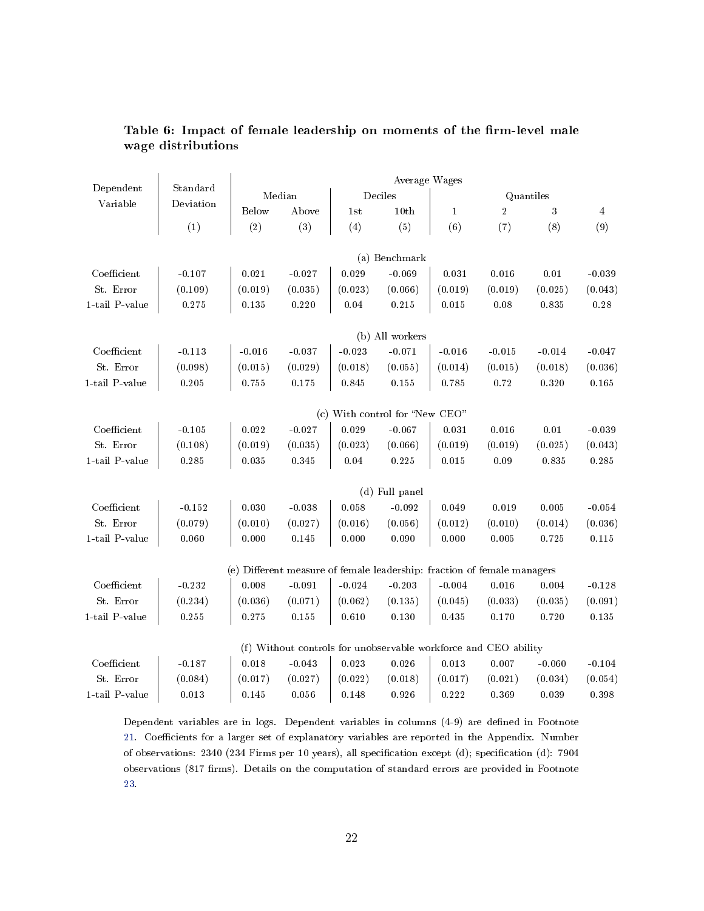**Table 6: Impact of female leadership on moments of the firm-level male wage distributions**

| Dependent Variable | Standard Deviation | Average Wages | | | | | | | |
|---|---|---|---|---|---|---|---|---|---|
| | | Median | | Deciles | | Quantiles | | | |
| | | Below | Above | 1st | 10th | 1 | 2 | 3 | 4 |
| | (1) | (2) | (3) | (4) | (5) | (6) | (7) | (8) | (9) |
| | | | | | (a) Benchmark | | | | |
| Coefficient | -0.107 | 0.021 | -0.027 | 0.029 | -0.069 | 0.031 | 0.016 | 0.01 | -0.039 |
| St. Error | (0.109) | (0.019) | (0.035) | (0.023) | (0.066) | (0.019) | (0.019) | (0.025) | (0.043) |
| 1-tail P-value | 0.275 | 0.135 | 0.220 | 0.04 | 0.215 | 0.015 | 0.08 | 0.835 | 0.28 |
| | | | | | (b) All workers | | | | |
| Coefficient | -0.113 | -0.016 | -0.037 | -0.023 | -0.071 | -0.016 | -0.015 | -0.014 | -0.047 |
| St. Error | (0.098) | (0.015) | (0.029) | (0.018) | (0.055) | (0.014) | (0.015) | (0.018) | (0.036) |
| 1-tail P-value | 0.205 | 0.755 | 0.175 | 0.845 | 0.155 | 0.785 | 0.72 | 0.320 | 0.165 |
| | | | | | (c) With control for "New CEO" | | | | |
| Coefficient | -0.105 | 0.022 | -0.027 | 0.029 | -0.067 | 0.031 | 0.016 | 0.01 | -0.039 |
| St. Error | (0.108) | (0.019) | (0.035) | (0.023) | (0.066) | (0.019) | (0.019) | (0.025) | (0.043) |
| 1-tail P-value | 0.285 | 0.035 | 0.345 | 0.04 | 0.225 | 0.015 | 0.09 | 0.835 | 0.285 |
| | | | | | (d) Full panel | | | | |
| Coefficient | -0.152 | 0.030 | -0.038 | 0.058 | -0.092 | 0.049 | 0.019 | 0.005 | -0.054 |
| St. Error | (0.079) | (0.010) | (0.027) | (0.016) | (0.056) | (0.012) | (0.010) | (0.014) | (0.036) |
| 1-tail P-value | 0.060 | 0.000 | 0.145 | 0.000 | 0.090 | 0.000 | 0.005 | 0.725 | 0.115 |
| | | | | | (e) Different measure of female leadership: fraction of female managers | | | | |
| Coefficient | -0.232 | 0.008 | -0.091 | -0.024 | -0.203 | -0.004 | 0.016 | 0.004 | -0.128 |
| St. Error | (0.234) | (0.036) | (0.071) | (0.062) | (0.135) | (0.045) | (0.033) | (0.035) | (0.091) |
| 1-tail P-value | 0.255 | 0.275 | 0.155 | 0.610 | 0.130 | 0.435 | 0.170 | 0.720 | 0.135 |
| | | | | | (f) Without controls for unobservable workforce and CEO ability | | | | |
| Coefficient | -0.187 | 0.018 | -0.043 | 0.023 | 0.026 | 0.013 | 0.007 | -0.060 | -0.104 |
| St. Error | (0.084) | (0.017) | (0.027) | (0.022) | (0.018) | (0.017) | (0.021) | (0.034) | (0.054) |
| 1-tail P-value | 0.013 | 0.145 | 0.056 | 0.148 | 0.926 | 0.222 | 0.369 | 0.039 | 0.398 |

Dependent variables are in logs. Dependent variables in columns (4-9) are defined in Footnote 21. Coefficients for a larger set of explanatory variables are reported in the Appendix. Number of observations: 2340 (234 Firms per 10 years), all specification except (d); specification (d): 7904 observations (817 firms). Details on the computation of standard errors are provided in Footnote 23.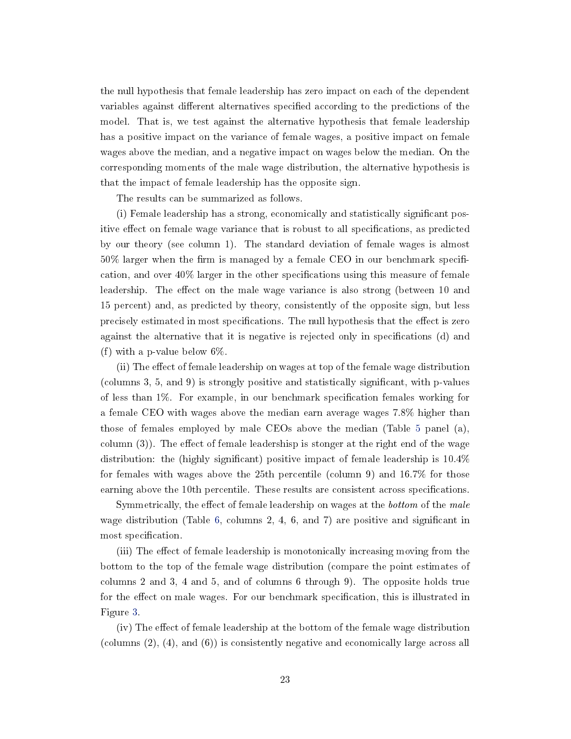the null hypothesis that female leadership has zero impact on each of the dependent variables against different alternatives specified according to the predictions of the model. That is, we test against the alternative hypothesis that female leadership has a positive impact on the variance of female wages, a positive impact on female wages above the median, and a negative impact on wages below the median. On the corresponding moments of the male wage distribution, the alternative hypothesis is that the impact of female leadership has the opposite sign.

The results can be summarized as follows.

(i) Female leadership has a strong, economically and statistically significant positive effect on female wage variance that is robust to all specifications, as predicted by our theory (see column 1). The standard deviation of female wages is almost 50% larger when the firm is managed by a female CEO in our benchmark specification, and over 40% larger in the other specifications using this measure of female leadership. The effect on the male wage variance is also strong (between 10 and 15 percent) and, as predicted by theory, consistently of the opposite sign, but less precisely estimated in most specifications. The null hypothesis that the effect is zero against the alternative that it is negative is rejected only in specifications (d) and (f) with a p-value below 6%.

(ii) The effect of female leadership on wages at top of the female wage distribution (columns 3, 5, and 9) is strongly positive and statistically significant, with p-values of less than 1%. For example, in our benchmark specification females working for a female CEO with wages above the median earn average wages 7.8% higher than those of females employed by male CEOs above the median (Table 5 panel (a), column (3)). The effect of female leadershisp is stonger at the right end of the wage distribution: the (highly significant) positive impact of female leadership is 10.4% for females with wages above the 25th percentile (column 9) and 16.7% for those earning above the 10th percentile. These results are consistent across specifications.

Symmetrically, the effect of female leadership on wages at the *bottom* of the *male* wage distribution (Table 6, columns 2, 4, 6, and 7) are positive and significant in most specification.

(iii) The effect of female leadership is monotonically increasing moving from the bottom to the top of the female wage distribution (compare the point estimates of columns 2 and 3, 4 and 5, and of columns 6 through 9). The opposite holds true for the effect on male wages. For our benchmark specification, this is illustrated in Figure 3.

(iv) The effect of female leadership at the bottom of the female wage distribution (columns (2), (4), and (6)) is consistently negative and economically large across all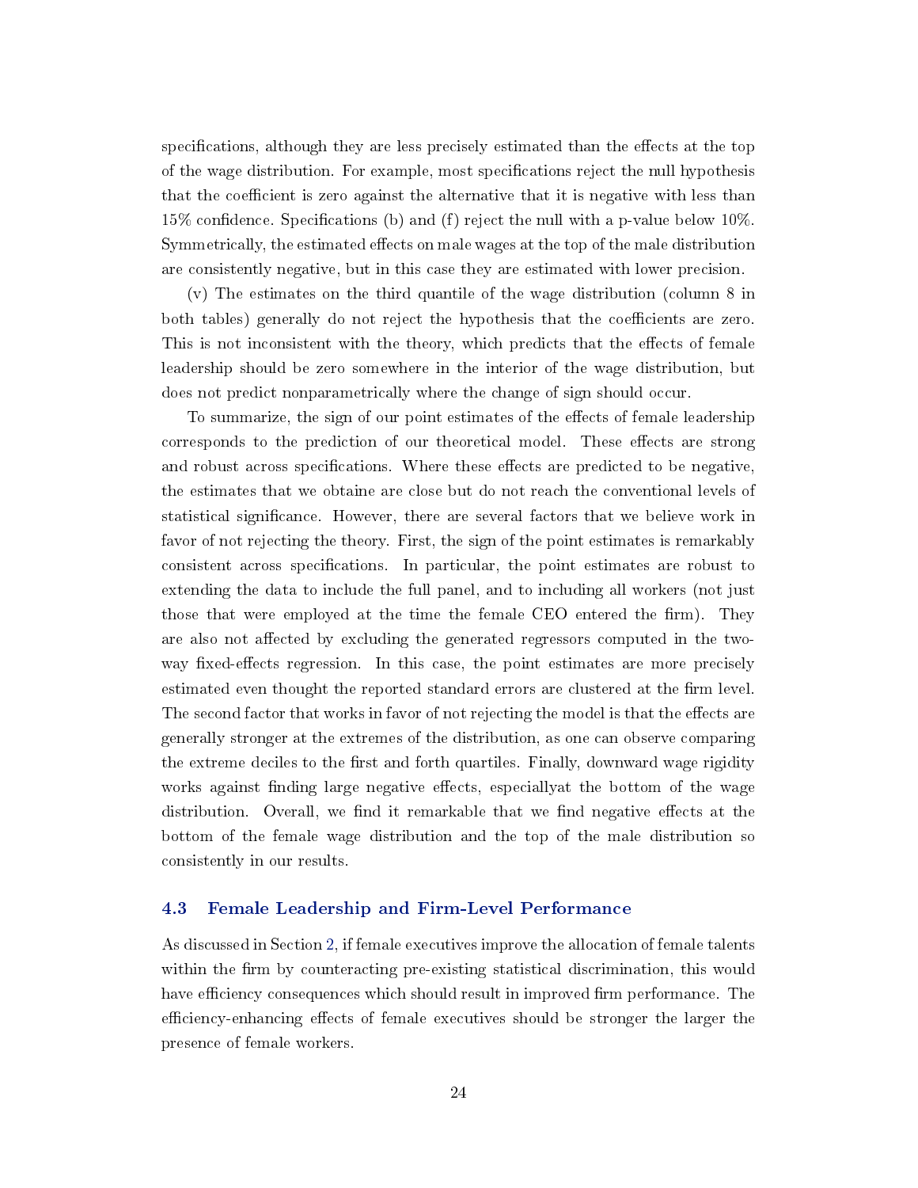specifications, although they are less precisely estimated than the effects at the top of the wage distribution. For example, most specifications reject the null hypothesis that the coefficient is zero against the alternative that it is negative with less than 15% confidence. Specifications (b) and (f) reject the null with a p-value below 10%. Symmetrically, the estimated effects on male wages at the top of the male distribution are consistently negative, but in this case they are estimated with lower precision.

(v) The estimates on the third quantile of the wage distribution (column 8 in both tables) generally do not reject the hypothesis that the coefficients are zero. This is not inconsistent with the theory, which predicts that the effects of female leadership should be zero somewhere in the interior of the wage distribution, but does not predict nonparametrically where the change of sign should occur.

To summarize, the sign of our point estimates of the effects of female leadership corresponds to the prediction of our theoretical model. These effects are strong and robust across specifications. Where these effects are predicted to be negative, the estimates that we obtaine are close but do not reach the conventional levels of statistical significance. However, there are several factors that we believe work in favor of not rejecting the theory. First, the sign of the point estimates is remarkably consistent across specifications. In particular, the point estimates are robust to extending the data to include the full panel, and to including all workers (not just those that were employed at the time the female CEO entered the firm). They are also not affected by excluding the generated regressors computed in the two-way fixed-effects regression. In this case, the point estimates are more precisely estimated even thought the reported standard errors are clustered at the firm level. The second factor that works in favor of not rejecting the model is that the effects are generally stronger at the extremes of the distribution, as one can observe comparing the extreme deciles to the first and forth quartiles. Finally, downward wage rigidity works against finding large negative effects, especiallyat the bottom of the wage distribution. Overall, we find it remarkable that we find negative effects at the bottom of the female wage distribution and the top of the male distribution so consistently in our results.

### 4.3 Female Leadership and Firm-Level Performance

As discussed in Section 2, if female executives improve the allocation of female talents within the firm by counteracting pre-existing statistical discrimination, this would have efficiency consequences which should result in improved firm performance. The efficiency-enhancing effects of female executives should be stronger the larger the presence of female workers.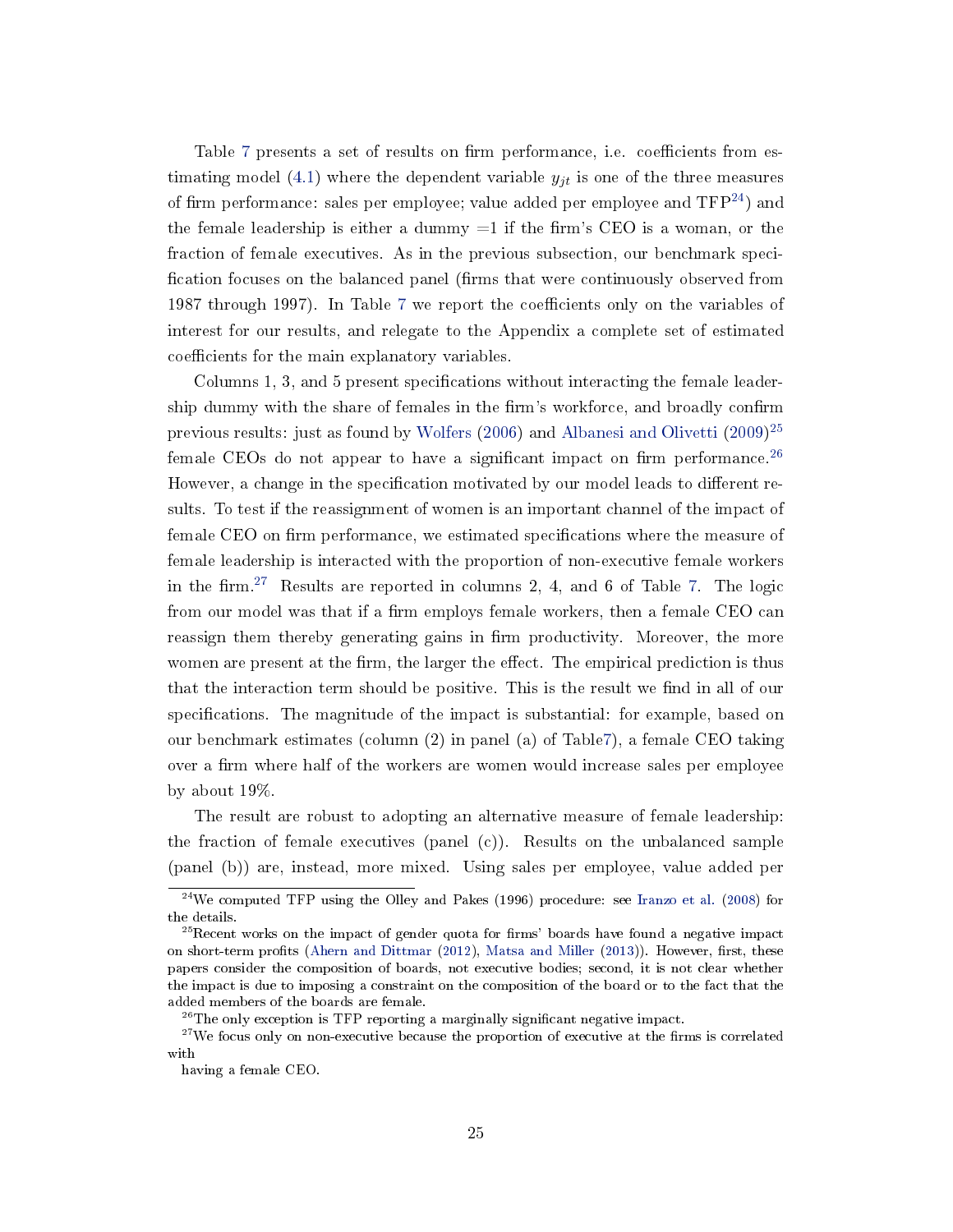Table 7 presents a set of results on firm performance, i.e. coefficients from estimating model (4.1) where the dependent variable $y_{jt}$ is one of the three measures of firm performance: sales per employee; value added per employee and TFP[24]) and the female leadership is either a dummy =1 if the firm's CEO is a woman, or the fraction of female executives. As in the previous subsection, our benchmark specification focuses on the balanced panel (firms that were continuously observed from 1987 through 1997). In Table 7 we report the coefficients only on the variables of interest for our results, and relegate to the Appendix a complete set of estimated coefficients for the main explanatory variables.

Columns 1, 3, and 5 present specifications without interacting the female leadership dummy with the share of females in the firm's workforce, and broadly confirm previous results: just as found by Wolfers (2006) and Albanesi and Olivetti (2009)[25] female CEOs do not appear to have a significant impact on firm performance.[26] However, a change in the specification motivated by our model leads to different results. To test if the reassignment of women is an important channel of the impact of female CEO on firm performance, we estimated specifications where the measure of female leadership is interacted with the proportion of non-executive female workers in the firm.[27] Results are reported in columns 2, 4, and 6 of Table 7. The logic from our model was that if a firm employs female workers, then a female CEO can reassign them thereby generating gains in firm productivity. Moreover, the more women are present at the firm, the larger the effect. The empirical prediction is thus that the interaction term should be positive. This is the result we find in all of our specifications. The magnitude of the impact is substantial: for example, based on our benchmark estimates (column (2) in panel (a) of Table7), a female CEO taking over a firm where half of the workers are women would increase sales per employee by about 19%.

The result are robust to adopting an alternative measure of female leadership: the fraction of female executives (panel (c)). Results on the unbalanced sample (panel (b)) are, instead, more mixed. Using sales per employee, value added per

[24]We computed TFP using the Olley and Pakes (1996) procedure: see Iranzo et al. (2008) for the details.

[25]Recent works on the impact of gender quota for firms' boards have found a negative impact on short-term profits (Ahern and Dittmar (2012), Matsa and Miller (2013)). However, first, these papers consider the composition of boards, not executive bodies; second, it is not clear whether the impact is due to imposing a constraint on the composition of the board or to the fact that the added members of the boards are female.

[26]The only exception is TFP reporting a marginally significant negative impact.

[27]We focus only on non-executive because the proportion of executive at the firms is correlated with

having a female CEO.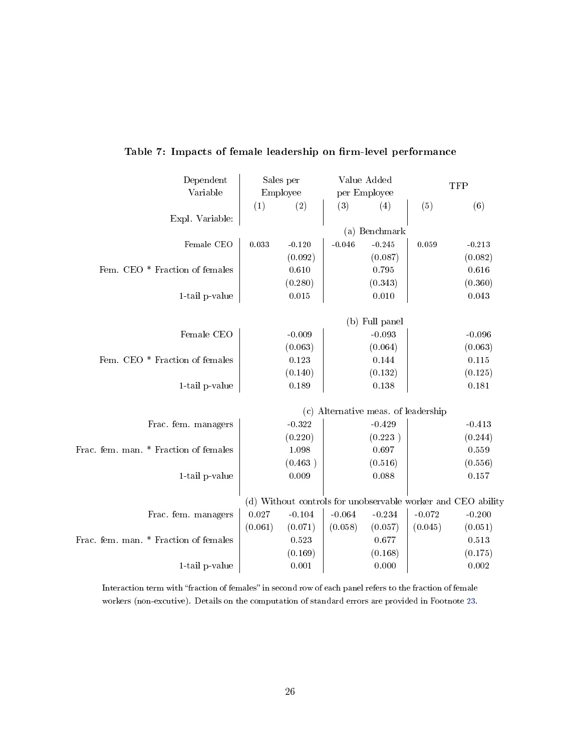**Table 7: Impacts of female leadership on firm-level performance**

| Dependent Variable | Sales per Employee | | Value Added per Employee | | TFP | |
|---|---|---|---|---|---|---|
| | (1) | (2) | (3) | (4) | (5) | (6) |
| Expl. Variable: | | | | | | |
| | | | (a) Benchmark | | | |
| Female CEO | 0.033 | -0.120 | -0.046 | -0.245 | 0.059 | -0.213 |
| | | (0.092) | | (0.087) | | (0.082) |
| Fem. CEO * Fraction of females | | 0.610 | | 0.795 | | 0.616 |
| | | (0.280) | | (0.343) | | (0.360) |
| 1-tail p-value | | 0.015 | | 0.010 | | 0.043 |
| | | | (b) Full panel | | | |
| Female CEO | | -0.009 | | -0.093 | | -0.096 |
| | | (0.063) | | (0.064) | | (0.063) |
| Fem. CEO * Fraction of females | | 0.123 | | 0.144 | | 0.115 |
| | | (0.140) | | (0.132) | | (0.125) |
| 1-tail p-value | | 0.189 | | 0.138 | | 0.181 |
| | | | (c) Alternative meas. of leadership | | | |
| Frac. fem. managers | | -0.322 | | -0.429 | | -0.413 |
| | | (0.220) | | (0.223 ) | | (0.244) |
| Frac. fem. man. * Fraction of females | | 1.098 | | 0.697 | | 0.559 |
| | | (0.463 ) | | (0.516) | | (0.556) |
| 1-tail p-value | | 0.009 | | 0.088 | | 0.157 |
| | | | (d) Without controls for unobservable worker and CEO ability | | | |
| Frac. fem. managers | 0.027 | -0.104 | -0.064 | -0.234 | -0.072 | -0.200 |
| | (0.061) | (0.071) | (0.058) | (0.057) | (0.045) | (0.051) |
| Frac. fem. man. * Fraction of females | | 0.523 | | 0.677 | | 0.513 |
| | | (0.169) | | (0.168) | | (0.175) |
| 1-tail p-value | | 0.001 | | 0.000 | | 0.002 |

Interaction term with "fraction of females" in second row of each panel refers to the fraction of female workers (non-excutive). Details on the computation of standard errors are provided in Footnote 23.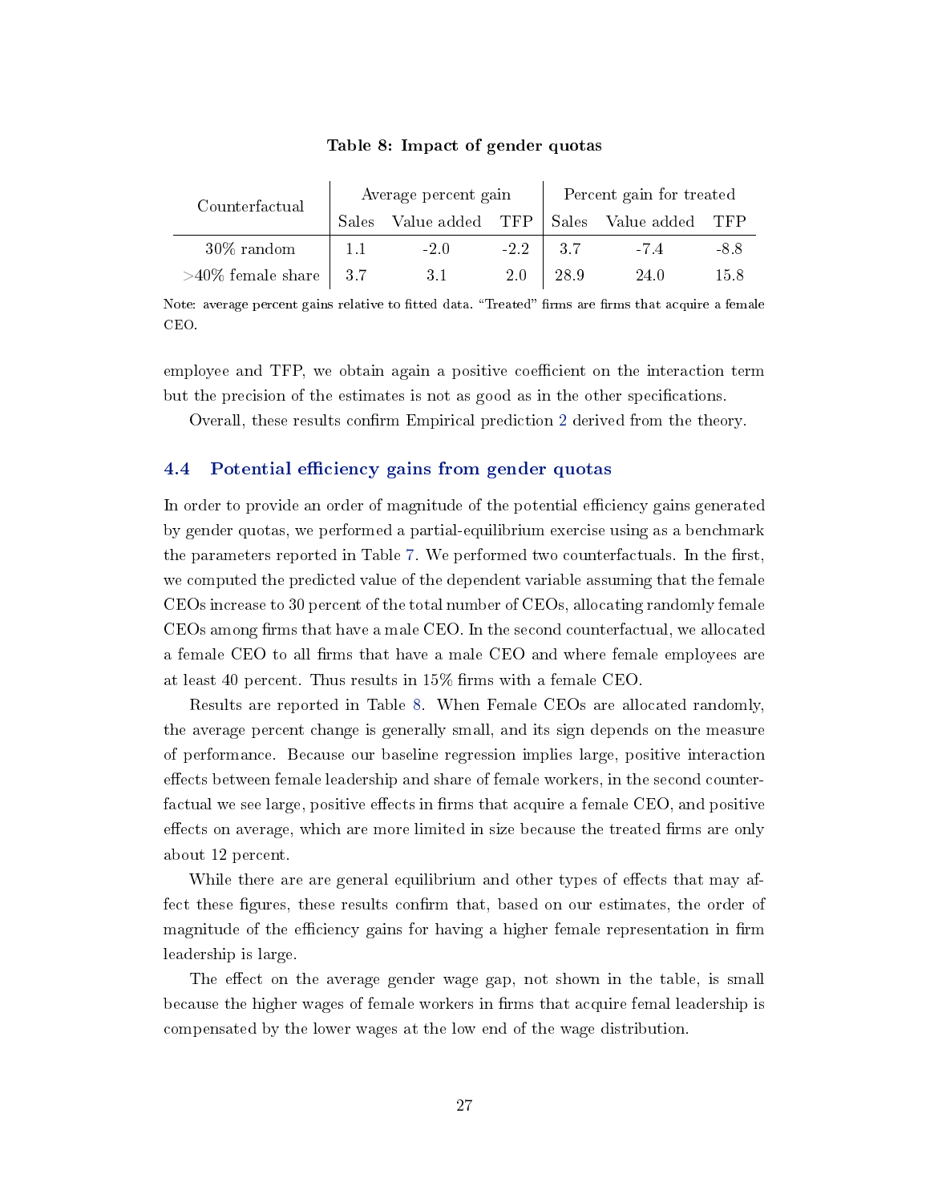**Table 8: Impact of gender quotas**

| Counterfactual | Average percent gain | | | Percent gain for treated | | |
|---|---|---|---|---|---|---|
| | Sales | Value added | TFP | Sales | Value added | TFP |
| 30% random | 1.1 | -2.0 | -2.2 | 3.7 | -7.4 | -8.8 |
| >40% female share | 3.7 | 3.1 | 2.0 | 28.9 | 24.0 | 15.8 |

Note: average percent gains relative to fitted data. "Treated" firms are firms that acquire a female CEO.

employee and TFP, we obtain again a positive coefficient on the interaction term but the precision of the estimates is not as good as in the other specifications.

Overall, these results confirm Empirical prediction 2 derived from the theory.

### 4.4 Potential efficiency gains from gender quotas

In order to provide an order of magnitude of the potential efficiency gains generated by gender quotas, we performed a partial-equilibrium exercise using as a benchmark the parameters reported in Table 7. We performed two counterfactuals. In the first, we computed the predicted value of the dependent variable assuming that the female CEOs increase to 30 percent of the total number of CEOs, allocating randomly female CEOs among firms that have a male CEO. In the second counterfactual, we allocated a female CEO to all firms that have a male CEO and where female employees are at least 40 percent. Thus results in 15% firms with a female CEO.

Results are reported in Table 8. When Female CEOs are allocated randomly, the average percent change is generally small, and its sign depends on the measure of performance. Because our baseline regression implies large, positive interaction effects between female leadership and share of female workers, in the second counterfactual we see large, positive effects in firms that acquire a female CEO, and positive effects on average, which are more limited in size because the treated firms are only about 12 percent.

While there are are general equilibrium and other types of effects that may affect these figures, these results confirm that, based on our estimates, the order of magnitude of the efficiency gains for having a higher female representation in firm leadership is large.

The effect on the average gender wage gap, not shown in the table, is small because the higher wages of female workers in firms that acquire femal leadership is compensated by the lower wages at the low end of the wage distribution.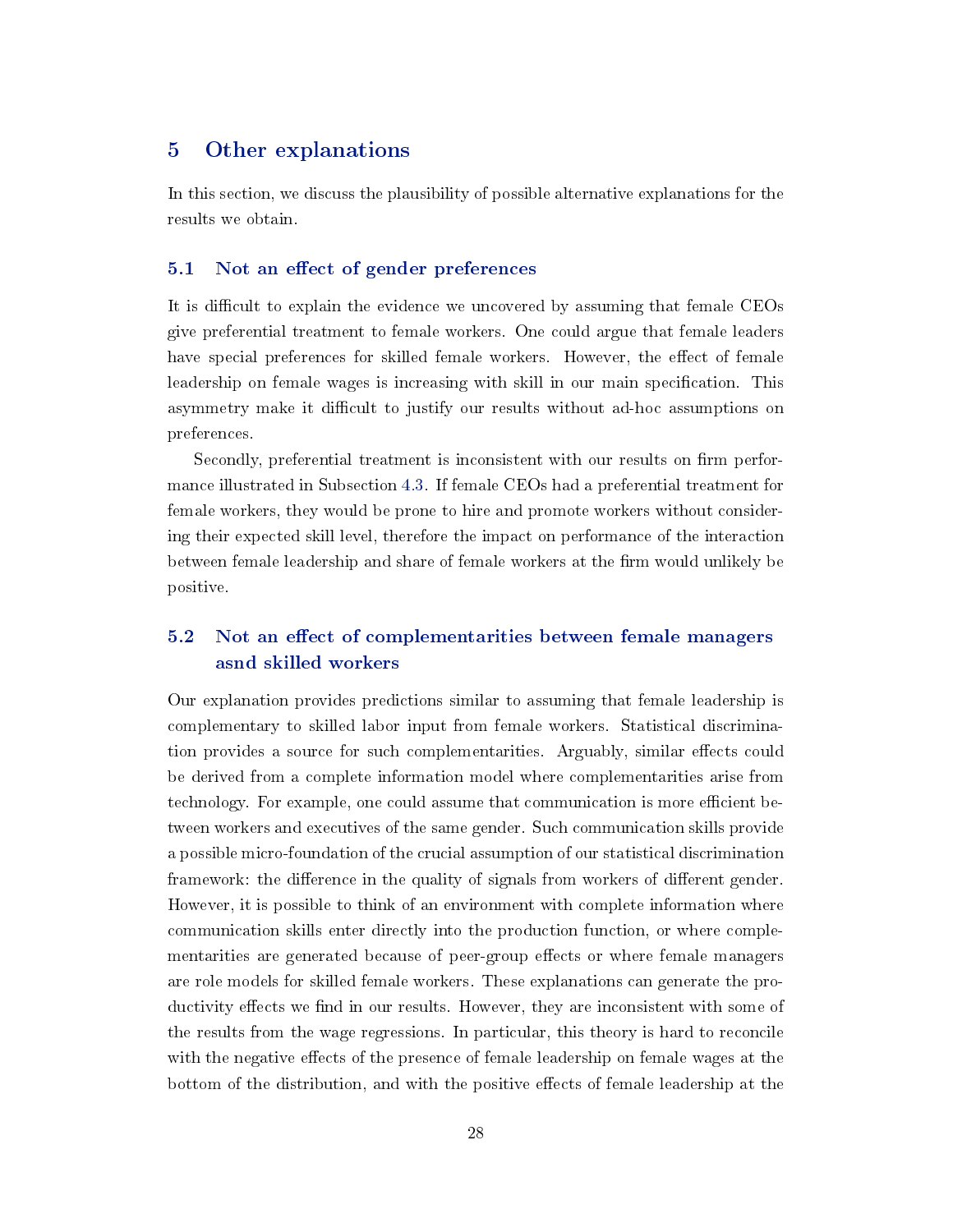## 5 Other explanations

In this section, we discuss the plausibility of possible alternative explanations for the results we obtain.

### 5.1 Not an effect of gender preferences

It is difficult to explain the evidence we uncovered by assuming that female CEOs give preferential treatment to female workers. One could argue that female leaders have special preferences for skilled female workers. However, the effect of female leadership on female wages is increasing with skill in our main specification. This asymmetry make it difficult to justify our results without ad-hoc assumptions on preferences.

Secondly, preferential treatment is inconsistent with our results on firm performance illustrated in Subsection 4.3. If female CEOs had a preferential treatment for female workers, they would be prone to hire and promote workers without considering their expected skill level, therefore the impact on performance of the interaction between female leadership and share of female workers at the firm would unlikely be positive.

### 5.2 Not an effect of complementarities between female managers asnd skilled workers

Our explanation provides predictions similar to assuming that female leadership is complementary to skilled labor input from female workers. Statistical discrimination provides a source for such complementarities. Arguably, similar effects could be derived from a complete information model where complementarities arise from technology. For example, one could assume that communication is more efficient between workers and executives of the same gender. Such communication skills provide a possible micro-foundation of the crucial assumption of our statistical discrimination framework: the difference in the quality of signals from workers of different gender. However, it is possible to think of an environment with complete information where communication skills enter directly into the production function, or where complementarities are generated because of peer-group effects or where female managers are role models for skilled female workers. These explanations can generate the productivity effects we find in our results. However, they are inconsistent with some of the results from the wage regressions. In particular, this theory is hard to reconcile with the negative effects of the presence of female leadership on female wages at the bottom of the distribution, and with the positive effects of female leadership at the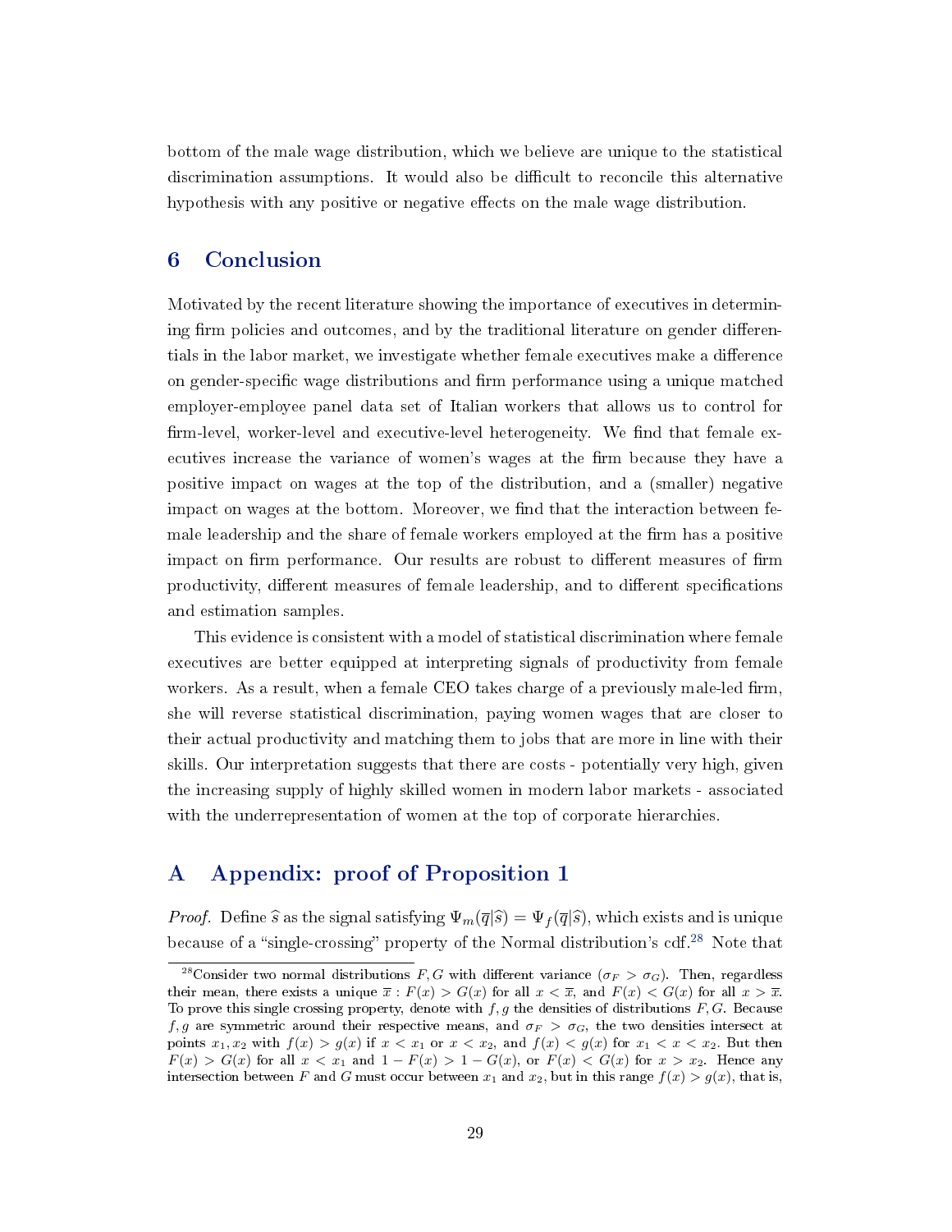bottom of the male wage distribution, which we believe are unique to the statistical discrimination assumptions. It would also be difficult to reconcile this alternative hypothesis with any positive or negative effects on the male wage distribution.

## 6 Conclusion

Motivated by the recent literature showing the importance of executives in determining firm policies and outcomes, and by the traditional literature on gender differentials in the labor market, we investigate whether female executives make a difference on gender-specific wage distributions and firm performance using a unique matched employer-employee panel data set of Italian workers that allows us to control for firm-level, worker-level and executive-level heterogeneity. We find that female executives increase the variance of women's wages at the firm because they have a positive impact on wages at the top of the distribution, and a (smaller) negative impact on wages at the bottom. Moreover, we find that the interaction between female leadership and the share of female workers employed at the firm has a positive impact on firm performance. Our results are robust to different measures of firm productivity, different measures of female leadership, and to different specifications and estimation samples.

This evidence is consistent with a model of statistical discrimination where female executives are better equipped at interpreting signals of productivity from female workers. As a result, when a female CEO takes charge of a previously male-led firm, she will reverse statistical discrimination, paying women wages that are closer to their actual productivity and matching them to jobs that are more in line with their skills. Our interpretation suggests that there are costs - potentially very high, given the increasing supply of highly skilled women in modern labor markets - associated with the underrepresentation of women at the top of corporate hierarchies.

## A Appendix: proof of Proposition 1

*Proof.* Define $\widehat{s}$ as the signal satisfying $\Psi_m(\overline{q}|\widehat{s}) = \Psi_f(\overline{q}|\widehat{s})$, which exists and is unique because of a "single-crossing" property of the Normal distribution's cdf.[28] Note that

[28] Consider two normal distributions $F, G$ with different variance ($\sigma_F > \sigma_G$). Then, regardless their mean, there exists a unique $\overline{x}$ : $F(x) > G(x)$ for all $x < \overline{x}$, and $F(x) < G(x)$ for all $x > \overline{x}$. To prove this single crossing property, denote with $f, g$ the densities of distributions $F, G$. Because $f, g$ are symmetric around their respective means, and $\sigma_F > \sigma_G$, the two densities intersect at points $x_1, x_2$ with $f(x) > g(x)$ if $x < x_1$ or $x < x_2$, and $f(x) < g(x)$ for $x_1 < x < x_2$. But then $F(x) > G(x)$ for all $x < x_1$ and $1 - F(x) > 1 - G(x)$, or $F(x) < G(x)$ for $x > x_2$. Hence any intersection between $F$ and $G$ must occur between $x_1$ and $x_2$, but in this range $f(x) > g(x)$, that is,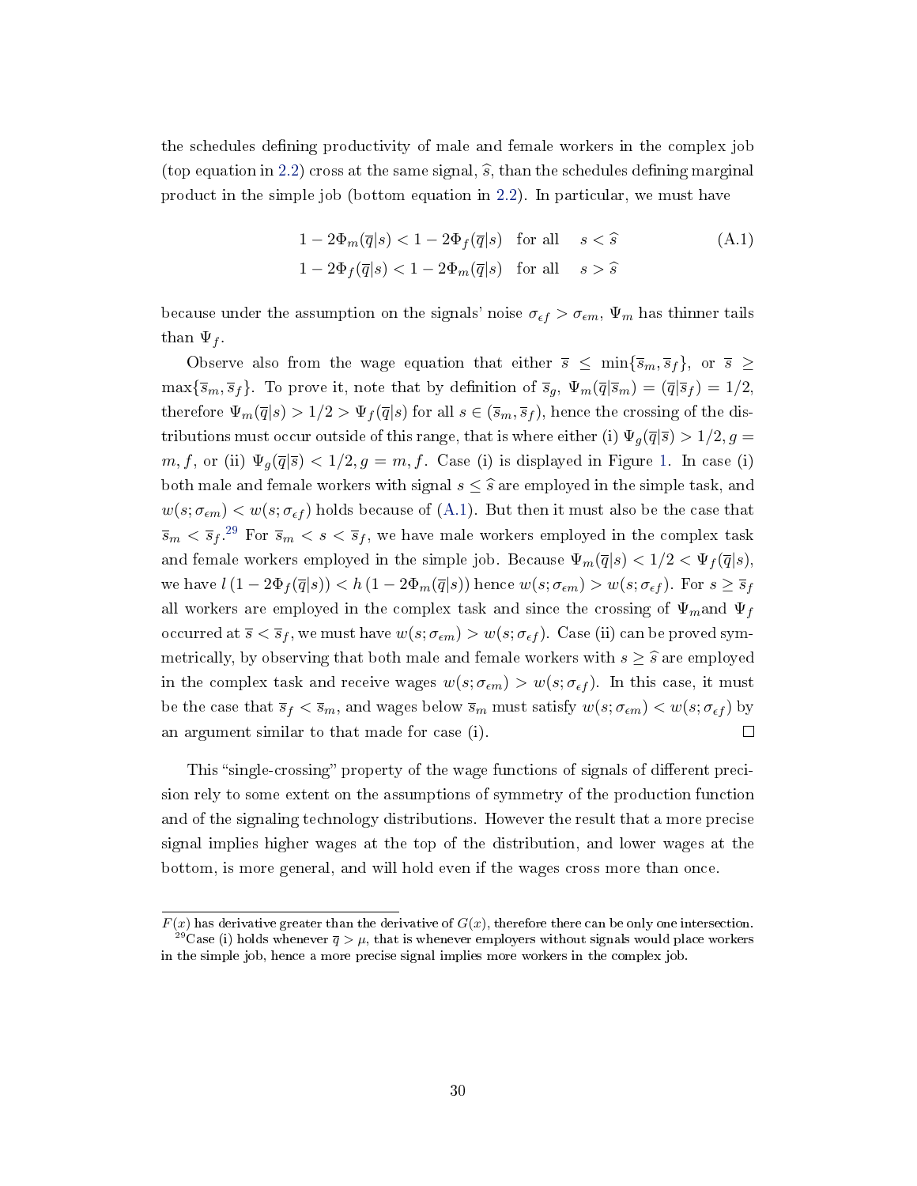the schedules defining productivity of male and female workers in the complex job (top equation in 2.2) cross at the same signal, $\widehat{s}$, than the schedules defining marginal product in the simple job (bottom equation in 2.2). In particular, we must have

$$
\begin{aligned}
1 - 2\Phi_m(\overline{q}|s) &< 1 - 2\Phi_f(\overline{q}|s) \quad \text{for all} \quad s < \widehat{s} \\
1 - 2\Phi_f(\overline{q}|s) &< 1 - 2\Phi_m(\overline{q}|s) \quad \text{for all} \quad s > \widehat{s}
\end{aligned}
\tag{A.1}
$$

because under the assumption on the signals' noise $\sigma_{\epsilon f} > \sigma_{\epsilon m}$, $\Psi_m$ has thinner tails than $\Psi_f$.

Observe also from the wage equation that either $\overline{s} \leq \min\{\overline{s}_m, \overline{s}_f\}$, or $\overline{s} \geq \max\{\overline{s}_m, \overline{s}_f\}$. To prove it, note that by definition of $\overline{s}_g$, $\Psi_m(\overline{q}|\overline{s}_m) = (\overline{q}|\overline{s}_f) = 1/2$, therefore $\Psi_m(\overline{q}|s) > 1/2 > \Psi_f(\overline{q}|s)$ for all $s \in (\overline{s}_m, \overline{s}_f)$, hence the crossing of the distributions must occur outside of this range, that is where either (i) $\Psi_g(\overline{q}|\overline{s}) > 1/2, g = m, f$, or (ii) $\Psi_g(\overline{q}|\overline{s}) < 1/2, g = m, f$. Case (i) is displayed in Figure 1. In case (i) both male and female workers with signal $s \leq \widehat{s}$ are employed in the simple task, and $w(s; \sigma_{\epsilon m}) < w(s; \sigma_{\epsilon f})$ holds because of (A.1). But then it must also be the case that $\overline{s}_m < \overline{s}_f$.[29] For $\overline{s}_m < s < \overline{s}_f$, we have male workers employed in the complex task and female workers employed in the simple job. Because $\Psi_m(\overline{q}|s) < 1/2 < \Psi_f(\overline{q}|s)$, we have $l\,(1 - 2\Phi_f(\overline{q}|s)) < h\,(1 - 2\Phi_m(\overline{q}|s))$ hence $w(s; \sigma_{\epsilon m}) > w(s; \sigma_{\epsilon f})$. For $s \geq \overline{s}_f$ all workers are employed in the complex task and since the crossing of $\Psi_m$and $\Psi_f$ occurred at $\overline{s} < \overline{s}_f$, we must have $w(s; \sigma_{\epsilon m}) > w(s; \sigma_{\epsilon f})$. Case (ii) can be proved symmetrically, by observing that both male and female workers with $s \geq \widehat{s}$ are employed in the complex task and receive wages $w(s; \sigma_{\epsilon m}) > w(s; \sigma_{\epsilon f})$. In this case, it must be the case that $\overline{s}_f < \overline{s}_m$, and wages below $\overline{s}_m$ must satisfy $w(s; \sigma_{\epsilon m}) < w(s; \sigma_{\epsilon f})$ by an argument similar to that made for case (i). □

This "single-crossing" property of the wage functions of signals of different precision rely to some extent on the assumptions of symmetry of the production function and of the signaling technology distributions. However the result that a more precise signal implies higher wages at the top of the distribution, and lower wages at the bottom, is more general, and will hold even if the wages cross more than once.

---

$F(x)$ has derivative greater than the derivative of $G(x)$, therefore there can be only one intersection.

[29] Case (i) holds whenever $\overline{q} > \mu$, that is whenever employers without signals would place workers in the simple job, hence a more precise signal implies more workers in the complex job.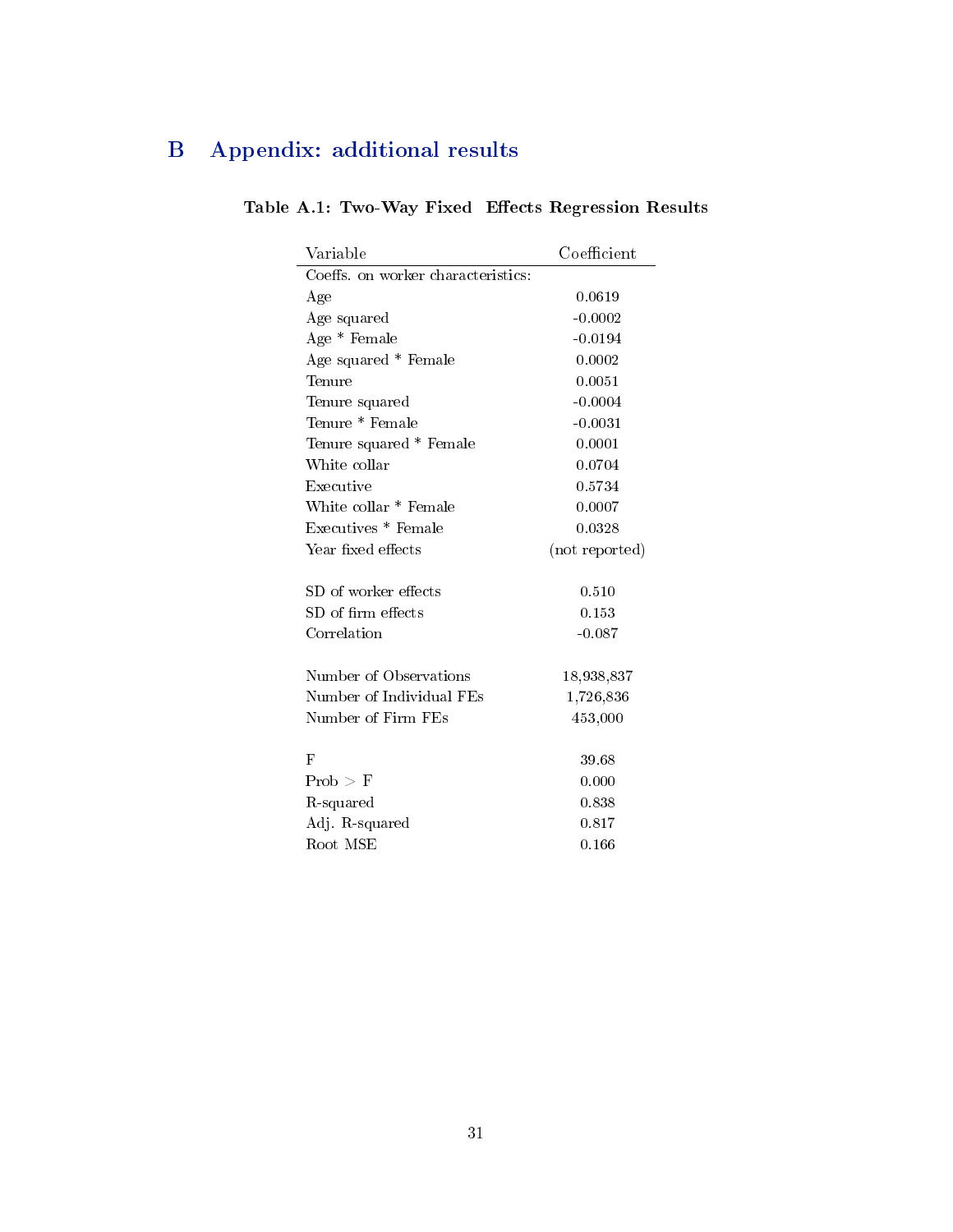# B Appendix: additional results

**Table A.1: Two-Way Fixed Effects Regression Results**

| Variable | Coefficient |
|---|---|
| Coeffs. on worker characteristics: | |
| Age | 0.0619 |
| Age squared | -0.0002 |
| Age * Female | -0.0194 |
| Age squared * Female | 0.0002 |
| Tenure | 0.0051 |
| Tenure squared | -0.0004 |
| Tenure * Female | -0.0031 |
| Tenure squared * Female | 0.0001 |
| White collar | 0.0704 |
| Executive | 0.5734 |
| White collar * Female | 0.0007 |
| Executives * Female | 0.0328 |
| Year fixed effects | (not reported) |
| | |
| SD of worker effects | 0.510 |
| SD of firm effects | 0.153 |
| Correlation | -0.087 |
| | |
| Number of Observations | 18,938,837 |
| Number of Individual FEs | 1,726,836 |
| Number of Firm FEs | 453,000 |
| | |
| F | 39.68 |
| Prob > F | 0.000 |
| R-squared | 0.838 |
| Adj. R-squared | 0.817 |
| Root MSE | 0.166 |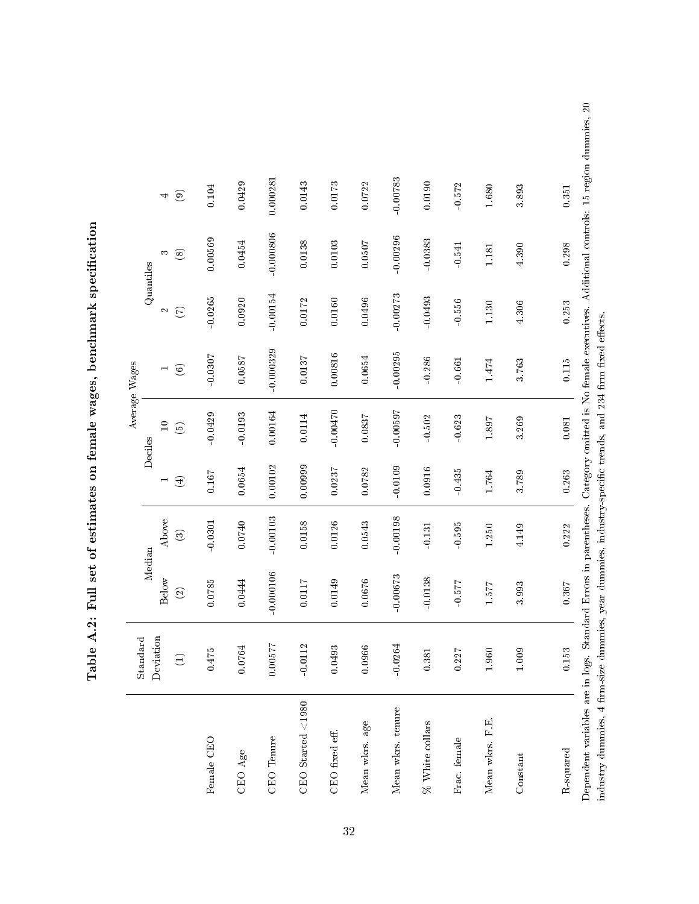# Table A.2: Full set of estimates on female wages, benchmark specification

| | Standard Deviation | Median | | Average Wages | | | | | |
|---|---|---|---|---|---|---|---|---|---|
| | | | | Deciles | | Quantiles | | | |
| | | Below | Above | 1 | 10 | 1 | 2 | 3 | 4 |
| | (1) | (2) | (3) | (4) | (5) | (6) | (7) | (8) | (9) |
| Female CEO | 0.475 | 0.0785 | -0.0301 | 0.167 | -0.0429 | -0.0307 | -0.0265 | 0.00569 | 0.104 |
| CEO Age | 0.0764 | 0.0444 | 0.0740 | 0.0654 | -0.0193 | 0.0587 | 0.0920 | 0.0454 | 0.0429 |
| CEO Tenure | 0.00577 | -0.000106 | -0.00103 | 0.00102 | 0.00164 | -0.000329 | -0.00154 | -0.000806 | 0.000281 |
| CEO Started <1980 | -0.0112 | 0.0117 | 0.0158 | 0.00999 | 0.0114 | 0.0137 | 0.0172 | 0.0138 | 0.0143 |
| CEO fixed eff. | 0.0493 | 0.0149 | 0.0126 | 0.0237 | -0.00470 | 0.00816 | 0.0160 | 0.0103 | 0.0173 |
| Mean wkrs. age | 0.0966 | 0.0676 | 0.0543 | 0.0782 | 0.0837 | 0.0654 | 0.0496 | 0.0507 | 0.0722 |
| Mean wkrs. tenure | -0.0264 | -0.00673 | -0.00198 | -0.0109 | -0.00597 | -0.00295 | -0.00273 | -0.00296 | -0.00783 |
| % White collars | 0.381 | -0.0138 | -0.131 | 0.0916 | -0.502 | -0.286 | -0.0493 | -0.0383 | 0.0190 |
| Frac. female | 0.227 | -0.577 | -0.595 | -0.435 | -0.623 | -0.661 | -0.556 | -0.541 | -0.572 |
| Mean wkrs. F.E. | 1.960 | 1.577 | 1.250 | 1.764 | 1.897 | 1.474 | 1.130 | 1.181 | 1.680 |
| Constant | 1.009 | 3.993 | 4.149 | 3.789 | 3.269 | 3.763 | 4.306 | 4.390 | 3.893 |
| R-squared | 0.153 | 0.367 | 0.222 | 0.263 | 0.081 | 0.115 | 0.253 | 0.298 | 0.351 |

Dependent variables are in logs. Standard Errors in parentheses. Category omitted is No female executives. Additional controls: 15 region dummies, 20 industry dummies, 4 firm-size dummies, year dummies, industry-specific trends, and 234 firm fixed effects.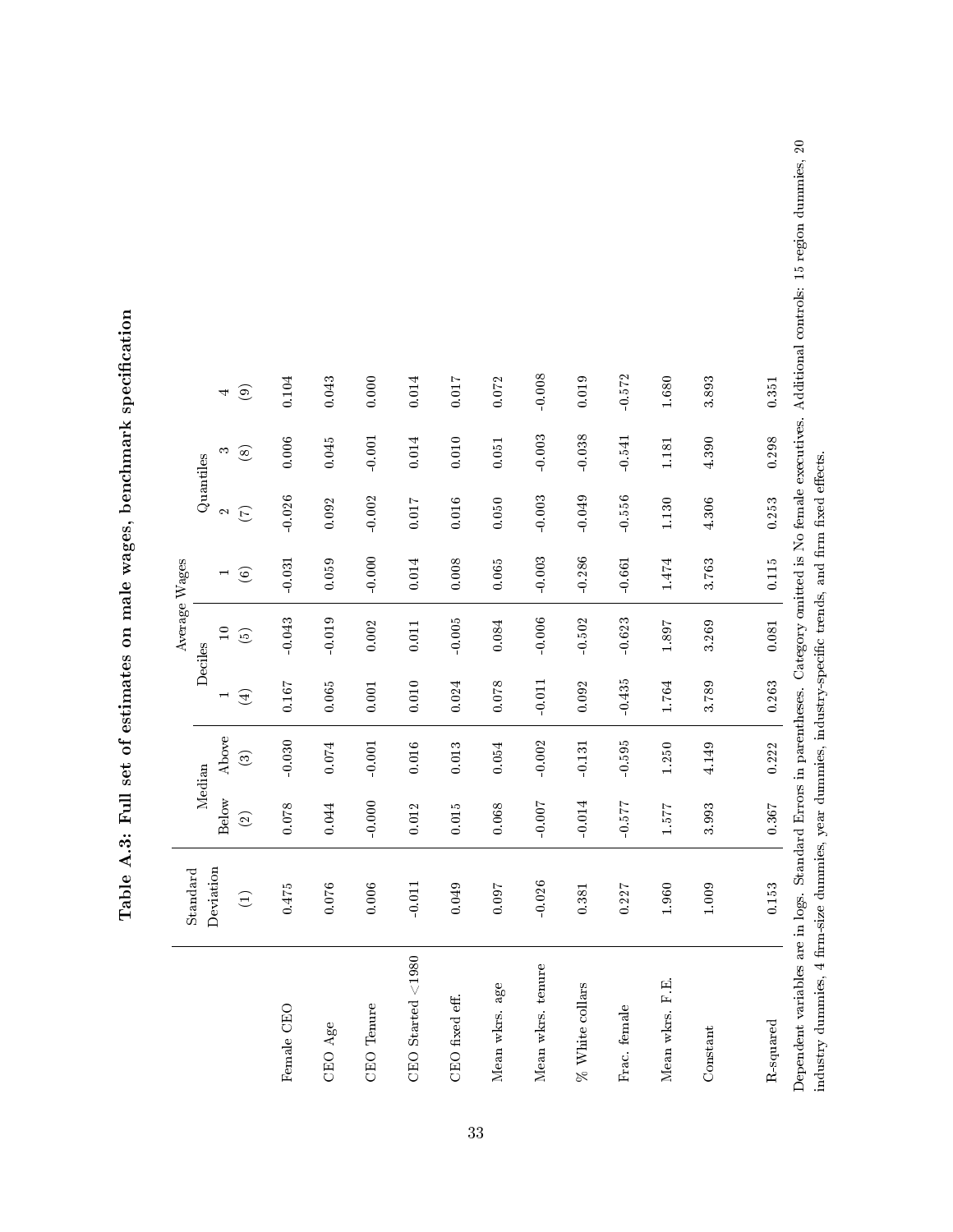# Table A.3: Full set of estimates on male wages, benchmark specification

| | Standard Deviation | Median | | Average Wages | | | | | |
|---|---|---|---|---|---|---|---|---|---|
| | | | | Deciles | | Quantiles | | | |
| | | Below | Above | 1 | 10 | 1 | 2 | 3 | 4 |
| | (1) | (2) | (3) | (4) | (5) | (6) | (7) | (8) | (9) |
| Female CEO | 0.475 | 0.078 | -0.030 | 0.167 | -0.043 | -0.031 | -0.026 | 0.006 | 0.104 |
| CEO Age | 0.076 | 0.044 | 0.074 | 0.065 | -0.019 | 0.059 | 0.092 | 0.045 | 0.043 |
| CEO Tenure | 0.006 | -0.000 | -0.001 | 0.001 | 0.002 | -0.000 | -0.002 | -0.001 | 0.000 |
| CEO Started <1980 | -0.011 | 0.012 | 0.016 | 0.010 | 0.011 | 0.014 | 0.017 | 0.014 | 0.014 |
| CEO fixed eff. | 0.049 | 0.015 | 0.013 | 0.024 | -0.005 | 0.008 | 0.016 | 0.010 | 0.017 |
| Mean wkrs. age | 0.097 | 0.068 | 0.054 | 0.078 | 0.084 | 0.065 | 0.050 | 0.051 | 0.072 |
| Mean wkrs. tenure | -0.026 | -0.007 | -0.002 | -0.011 | -0.006 | -0.003 | -0.003 | -0.003 | -0.008 |
| % White collars | 0.381 | -0.014 | -0.131 | 0.092 | -0.502 | -0.286 | -0.049 | -0.038 | 0.019 |
| Frac. female | 0.227 | -0.577 | -0.595 | -0.435 | -0.623 | -0.661 | -0.556 | -0.541 | -0.572 |
| Mean wkrs. F.E. | 1.960 | 1.577 | 1.250 | 1.764 | 1.897 | 1.474 | 1.130 | 1.181 | 1.680 |
| Constant | 1.009 | 3.993 | 4.149 | 3.789 | 3.269 | 3.763 | 4.306 | 4.390 | 3.893 |
| R-squared | 0.153 | 0.367 | 0.222 | 0.263 | 0.081 | 0.115 | 0.253 | 0.298 | 0.351 |

Dependent variables are in logs. Standard Errors in parentheses. Category omitted is No female executives. Additional controls: 15 region dummies, 20 industry dummies, 4 firm-size dummies, year dummies, industry-specific trends, and firm fixed effects.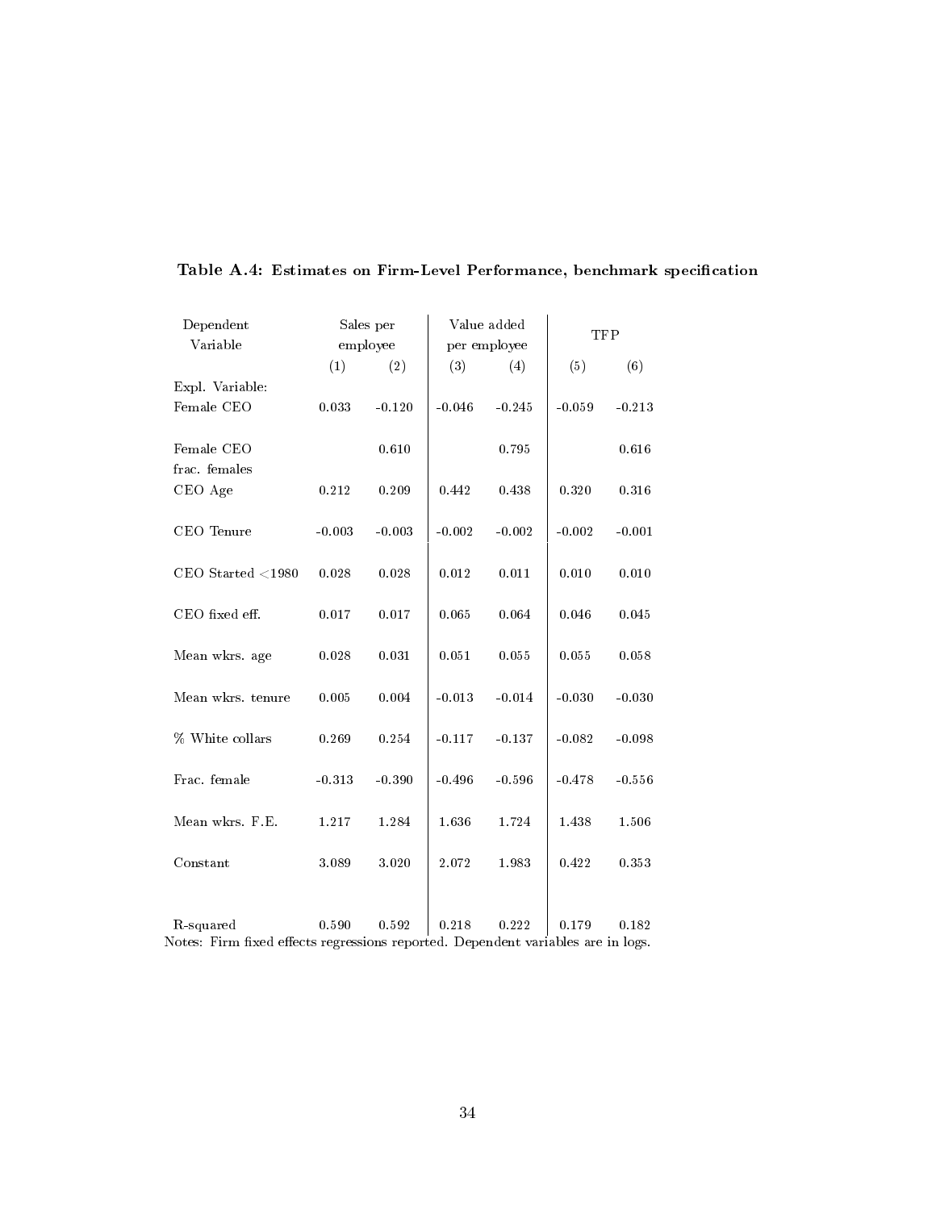**Table A.4: Estimates on Firm-Level Performance, benchmark specification**

| Dependent Variable | Sales per employee | | Value added per employee | | TFP | |
|---|---|---|---|---|---|---|
| | (1) | (2) | (3) | (4) | (5) | (6) |
| Expl. Variable: | | | | | | |
| Female CEO | 0.033 | -0.120 | -0.046 | -0.245 | -0.059 | -0.213 |
| Female CEO frac. females | | 0.610 | | 0.795 | | 0.616 |
| CEO Age | 0.212 | 0.209 | 0.442 | 0.438 | 0.320 | 0.316 |
| CEO Tenure | -0.003 | -0.003 | -0.002 | -0.002 | -0.002 | -0.001 |
| CEO Started <1980 | 0.028 | 0.028 | 0.012 | 0.011 | 0.010 | 0.010 |
| CEO fixed eff. | 0.017 | 0.017 | 0.065 | 0.064 | 0.046 | 0.045 |
| Mean wkrs. age | 0.028 | 0.031 | 0.051 | 0.055 | 0.055 | 0.058 |
| Mean wkrs. tenure | 0.005 | 0.004 | -0.013 | -0.014 | -0.030 | -0.030 |
| % White collars | 0.269 | 0.254 | -0.117 | -0.137 | -0.082 | -0.098 |
| Frac. female | -0.313 | -0.390 | -0.496 | -0.596 | -0.478 | -0.556 |
| Mean wkrs. F.E. | 1.217 | 1.284 | 1.636 | 1.724 | 1.438 | 1.506 |
| Constant | 3.089 | 3.020 | 2.072 | 1.983 | 0.422 | 0.353 |
| R-squared | 0.590 | 0.592 | 0.218 | 0.222 | 0.179 | 0.182 |

Notes: Firm fixed effects regressions reported. Dependent variables are in logs.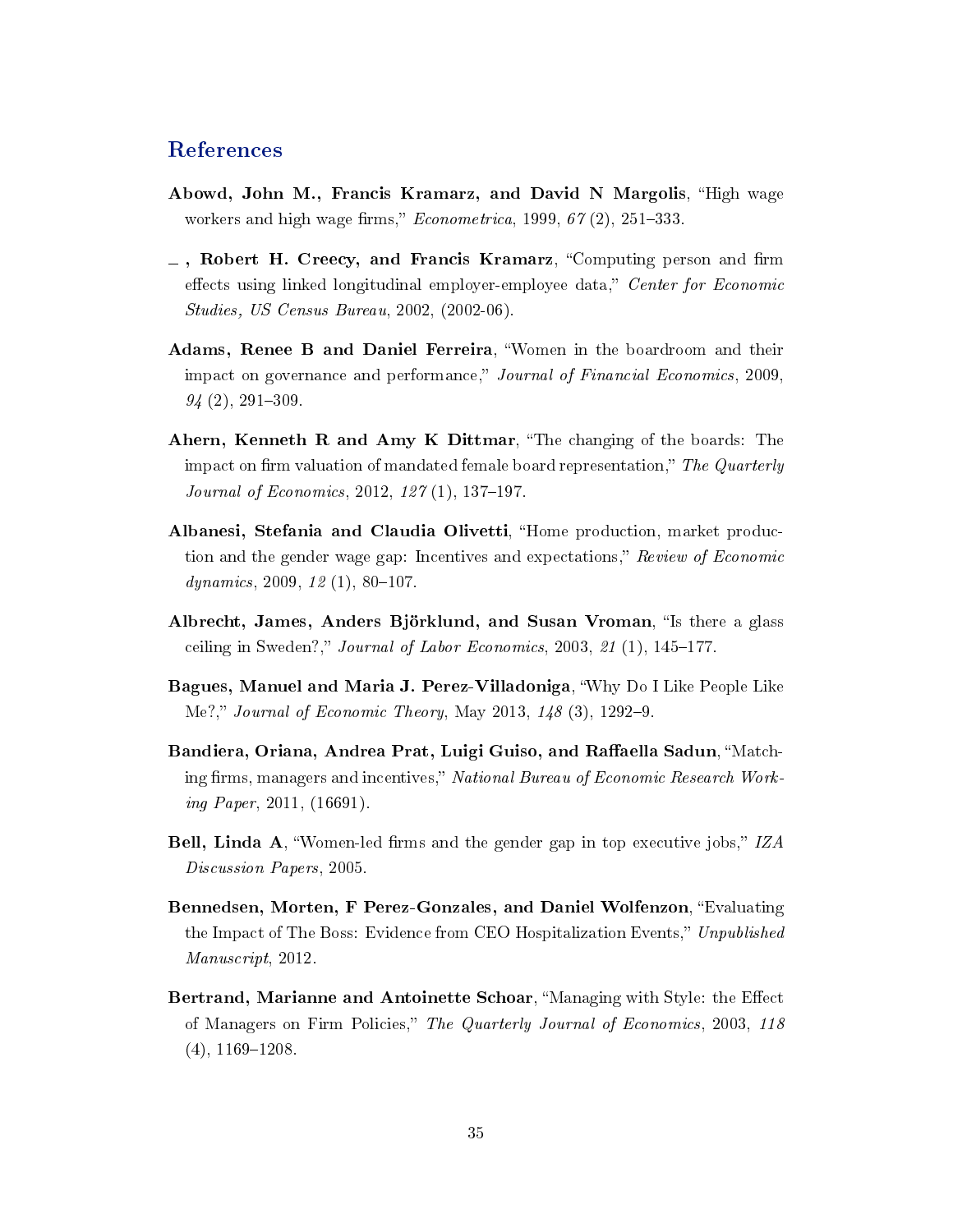## References

**Abowd, John M., Francis Kramarz, and David N Margolis**, "High wage workers and high wage firms," *Econometrica*, 1999, *67* (2), 251–333.

**\_ , Robert H. Creecy, and Francis Kramarz**, "Computing person and firm effects using linked longitudinal employer-employee data," *Center for Economic Studies, US Census Bureau*, 2002, (2002-06).

**Adams, Renee B and Daniel Ferreira**, "Women in the boardroom and their impact on governance and performance," *Journal of Financial Economics*, 2009, *94* (2), 291–309.

**Ahern, Kenneth R and Amy K Dittmar**, "The changing of the boards: The impact on firm valuation of mandated female board representation," *The Quarterly Journal of Economics*, 2012, *127* (1), 137–197.

**Albanesi, Stefania and Claudia Olivetti**, "Home production, market production and the gender wage gap: Incentives and expectations," *Review of Economic dynamics*, 2009, *12* (1), 80–107.

**Albrecht, James, Anders Björklund, and Susan Vroman**, "Is there a glass ceiling in Sweden?," *Journal of Labor Economics*, 2003, *21* (1), 145–177.

**Bagues, Manuel and Maria J. Perez-Villadoniga**, "Why Do I Like People Like Me?," *Journal of Economic Theory*, May 2013, *148* (3), 1292–9.

**Bandiera, Oriana, Andrea Prat, Luigi Guiso, and Raffaella Sadun**, "Matching firms, managers and incentives," *National Bureau of Economic Research Working Paper*, 2011, (16691).

**Bell, Linda A**, "Women-led firms and the gender gap in top executive jobs," *IZA Discussion Papers*, 2005.

**Bennedsen, Morten, F Perez-Gonzales, and Daniel Wolfenzon**, "Evaluating the Impact of The Boss: Evidence from CEO Hospitalization Events," *Unpublished Manuscript*, 2012.

**Bertrand, Marianne and Antoinette Schoar**, "Managing with Style: the Effect of Managers on Firm Policies," *The Quarterly Journal of Economics*, 2003, *118* (4), 1169–1208.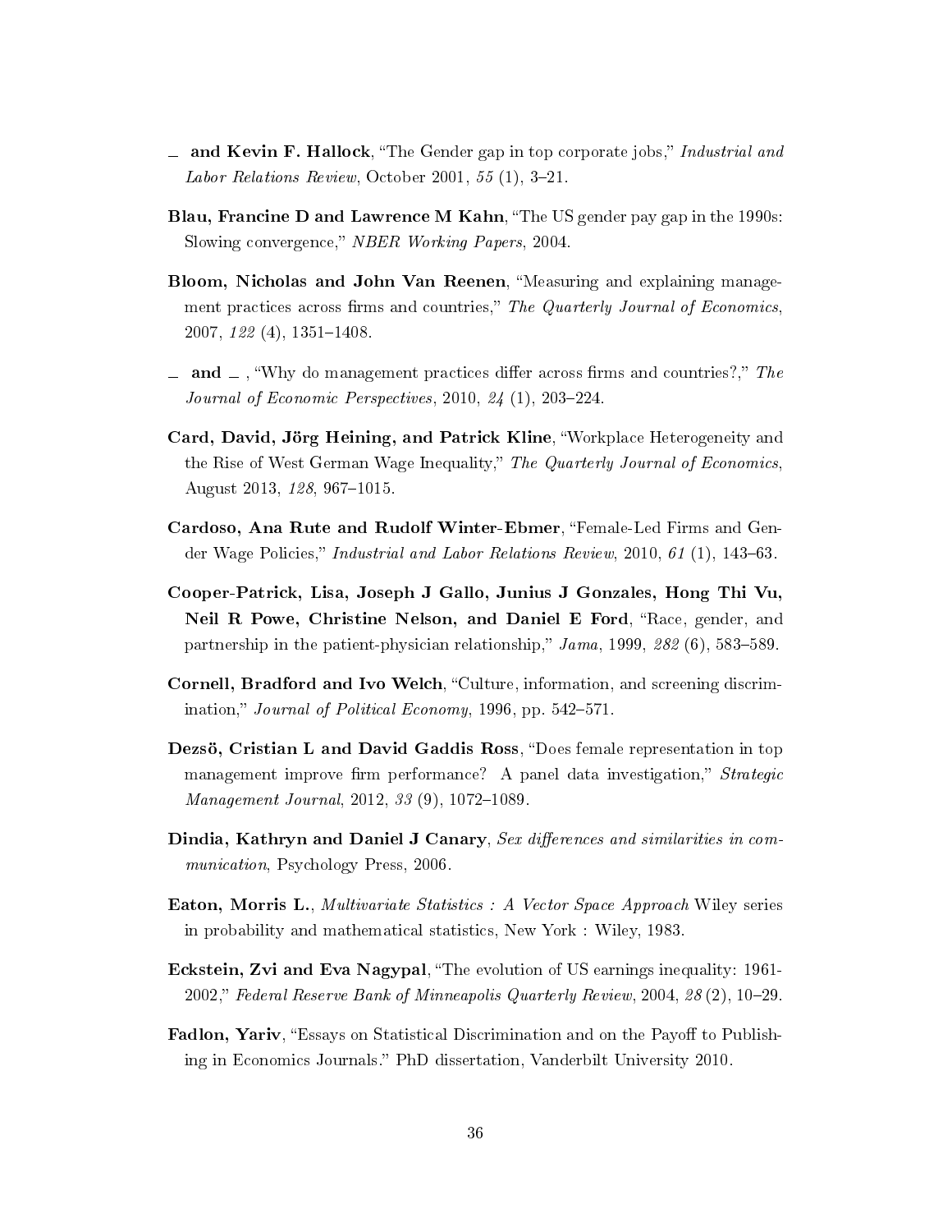— **and Kevin F. Hallock**, "The Gender gap in top corporate jobs," *Industrial and Labor Relations Review*, October 2001, *55* (1), 3–21.

**Blau, Francine D and Lawrence M Kahn**, "The US gender pay gap in the 1990s: Slowing convergence," *NBER Working Papers*, 2004.

**Bloom, Nicholas and John Van Reenen**, "Measuring and explaining management practices across firms and countries," *The Quarterly Journal of Economics*, 2007, *122* (4), 1351–1408.

— **and** — , "Why do management practices differ across firms and countries?," *The Journal of Economic Perspectives*, 2010, *24* (1), 203–224.

**Card, David, Jörg Heining, and Patrick Kline**, "Workplace Heterogeneity and the Rise of West German Wage Inequality," *The Quarterly Journal of Economics*, August 2013, *128*, 967–1015.

**Cardoso, Ana Rute and Rudolf Winter-Ebmer**, "Female-Led Firms and Gender Wage Policies," *Industrial and Labor Relations Review*, 2010, *61* (1), 143–63.

**Cooper-Patrick, Lisa, Joseph J Gallo, Junius J Gonzales, Hong Thi Vu, Neil R Powe, Christine Nelson, and Daniel E Ford**, "Race, gender, and partnership in the patient-physician relationship," *Jama*, 1999, *282* (6), 583–589.

**Cornell, Bradford and Ivo Welch**, "Culture, information, and screening discrimination," *Journal of Political Economy*, 1996, pp. 542–571.

**Dezsö, Cristian L and David Gaddis Ross**, "Does female representation in top management improve firm performance? A panel data investigation," *Strategic Management Journal*, 2012, *33* (9), 1072–1089.

**Dindia, Kathryn and Daniel J Canary**, *Sex differences and similarities in communication*, Psychology Press, 2006.

**Eaton, Morris L.**, *Multivariate Statistics : A Vector Space Approach* Wiley series in probability and mathematical statistics, New York : Wiley, 1983.

**Eckstein, Zvi and Eva Nagypal**, "The evolution of US earnings inequality: 1961-2002," *Federal Reserve Bank of Minneapolis Quarterly Review*, 2004, *28* (2), 10–29.

**Fadlon, Yariv**, "Essays on Statistical Discrimination and on the Payoff to Publishing in Economics Journals." PhD dissertation, Vanderbilt University 2010.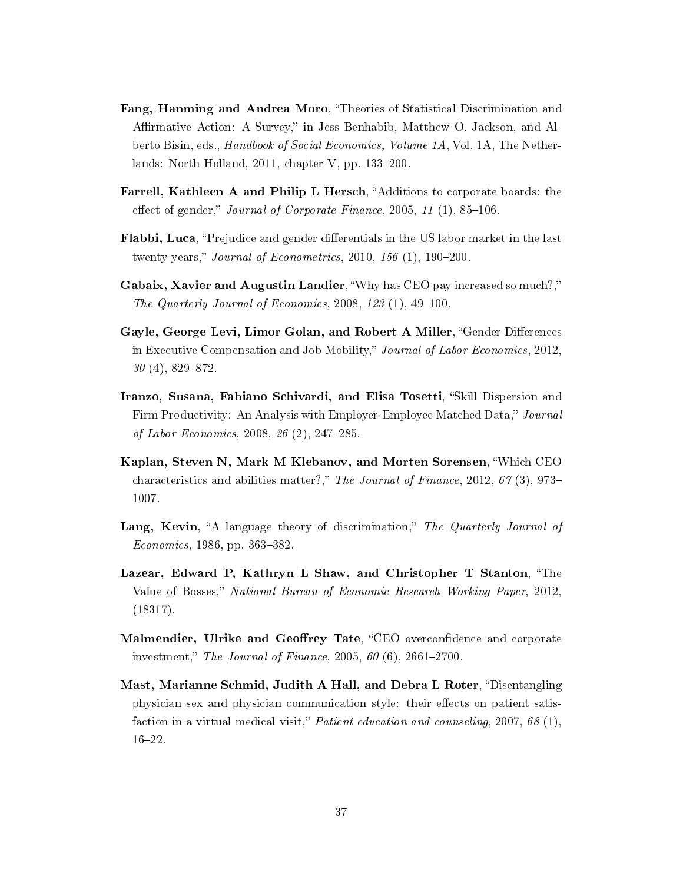**Fang, Hanming and Andrea Moro**, "Theories of Statistical Discrimination and Affirmative Action: A Survey," in Jess Benhabib, Matthew O. Jackson, and Alberto Bisin, eds., *Handbook of Social Economics, Volume 1A*, Vol. 1A, The Netherlands: North Holland, 2011, chapter V, pp. 133–200.

**Farrell, Kathleen A and Philip L Hersch**, "Additions to corporate boards: the effect of gender," *Journal of Corporate Finance*, 2005, *11* (1), 85–106.

**Flabbi, Luca**, "Prejudice and gender differentials in the US labor market in the last twenty years," *Journal of Econometrics*, 2010, *156* (1), 190–200.

**Gabaix, Xavier and Augustin Landier**, "Why has CEO pay increased so much?," *The Quarterly Journal of Economics*, 2008, *123* (1), 49–100.

**Gayle, George-Levi, Limor Golan, and Robert A Miller**, "Gender Differences in Executive Compensation and Job Mobility," *Journal of Labor Economics*, 2012, *30* (4), 829–872.

**Iranzo, Susana, Fabiano Schivardi, and Elisa Tosetti**, "Skill Dispersion and Firm Productivity: An Analysis with Employer-Employee Matched Data," *Journal of Labor Economics*, 2008, *26* (2), 247–285.

**Kaplan, Steven N, Mark M Klebanov, and Morten Sorensen**, "Which CEO characteristics and abilities matter?," *The Journal of Finance*, 2012, *67* (3), 973–1007.

**Lang, Kevin**, "A language theory of discrimination," *The Quarterly Journal of Economics*, 1986, pp. 363–382.

**Lazear, Edward P, Kathryn L Shaw, and Christopher T Stanton**, "The Value of Bosses," *National Bureau of Economic Research Working Paper*, 2012, (18317).

**Malmendier, Ulrike and Geoffrey Tate**, "CEO overconfidence and corporate investment," *The Journal of Finance*, 2005, *60* (6), 2661–2700.

**Mast, Marianne Schmid, Judith A Hall, and Debra L Roter**, "Disentangling physician sex and physician communication style: their effects on patient satisfaction in a virtual medical visit," *Patient education and counseling*, 2007, *68* (1), 16–22.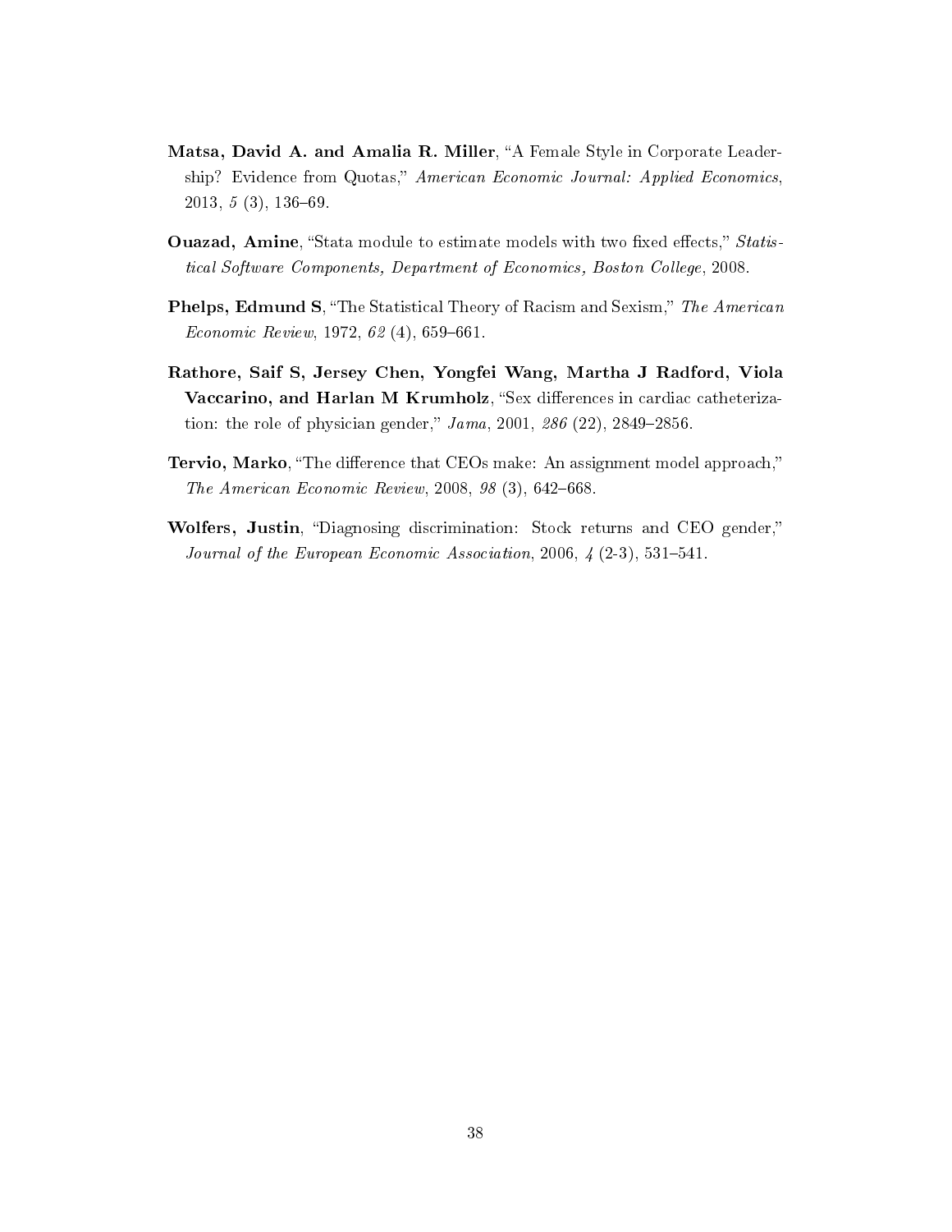**Matsa, David A. and Amalia R. Miller**, "A Female Style in Corporate Leadership? Evidence from Quotas," *American Economic Journal: Applied Economics*, 2013, *5* (3), 136–69.

**Ouazad, Amine**, "Stata module to estimate models with two fixed effects," *Statistical Software Components, Department of Economics, Boston College*, 2008.

**Phelps, Edmund S**, "The Statistical Theory of Racism and Sexism," *The American Economic Review*, 1972, *62* (4), 659–661.

**Rathore, Saif S, Jersey Chen, Yongfei Wang, Martha J Radford, Viola Vaccarino, and Harlan M Krumholz**, "Sex differences in cardiac catheterization: the role of physician gender," *Jama*, 2001, *286* (22), 2849–2856.

**Tervio, Marko**, "The difference that CEOs make: An assignment model approach," *The American Economic Review*, 2008, *98* (3), 642–668.

**Wolfers, Justin**, "Diagnosing discrimination: Stock returns and CEO gender," *Journal of the European Economic Association*, 2006, *4* (2-3), 531–541.